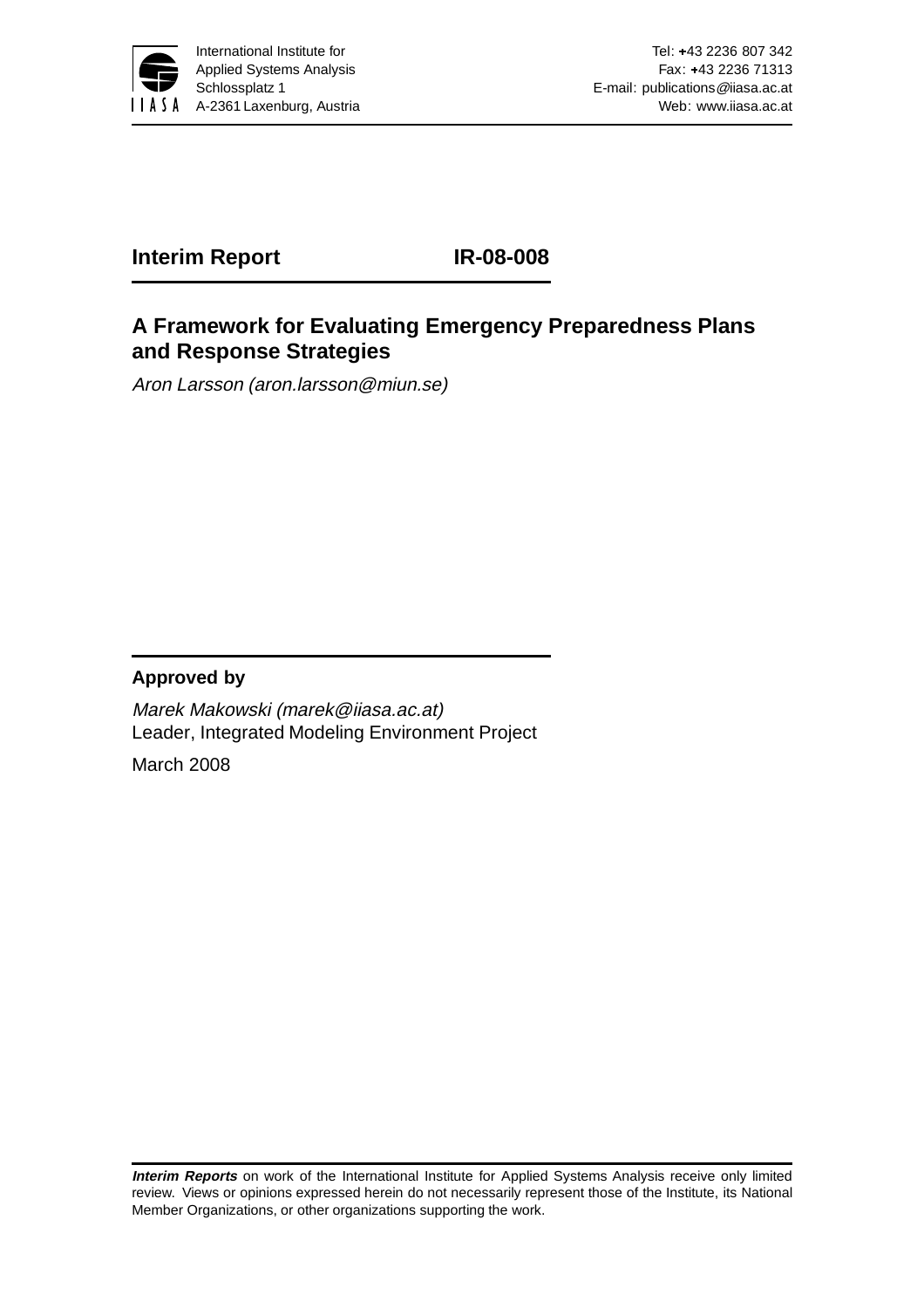International Institute for
Applied Systems Analysis
Schlossplatz 1
A-2361 Laxenburg, Austria

Tel: +43 2236 807 342
Fax: +43 2236 71313
E-mail: publications@iiasa.ac.at
Web: www.iiasa.ac.at

**Interim Report** **IR-08-008**

# A Framework for Evaluating Emergency Preparedness Plans and Response Strategies

*Aron Larsson (aron.larsson@miun.se)*

**Approved by**

*Marek Makowski (marek@iiasa.ac.at)*
Leader, Integrated Modeling Environment Project

March 2008

***Interim Reports*** on work of the International Institute for Applied Systems Analysis receive only limited review. Views or opinions expressed herein do not necessarily represent those of the Institute, its National Member Organizations, or other organizations supporting the work.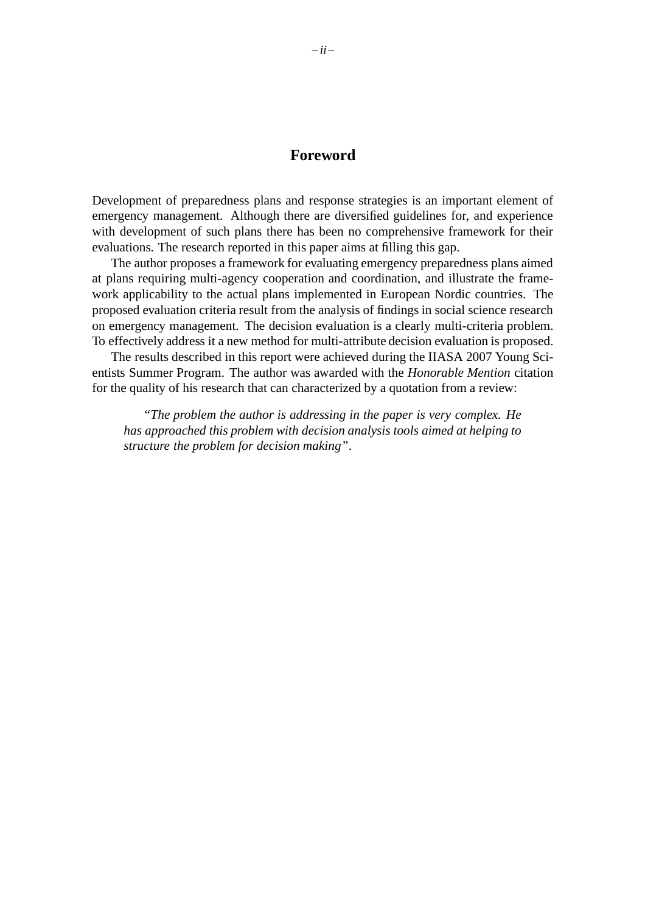# Foreword

Development of preparedness plans and response strategies is an important element of emergency management. Although there are diversified guidelines for, and experience with development of such plans there has been no comprehensive framework for their evaluations. The research reported in this paper aims at filling this gap.

The author proposes a framework for evaluating emergency preparedness plans aimed at plans requiring multi-agency cooperation and coordination, and illustrate the framework applicability to the actual plans implemented in European Nordic countries. The proposed evaluation criteria result from the analysis of findings in social science research on emergency management. The decision evaluation is a clearly multi-criteria problem. To effectively address it a new method for multi-attribute decision evaluation is proposed.

The results described in this report were achieved during the IIASA 2007 Young Scientists Summer Program. The author was awarded with the *Honorable Mention* citation for the quality of his research that can characterized by a quotation from a review:

> "*The problem the author is addressing in the paper is very complex. He has approached this problem with decision analysis tools aimed at helping to structure the problem for decision making*".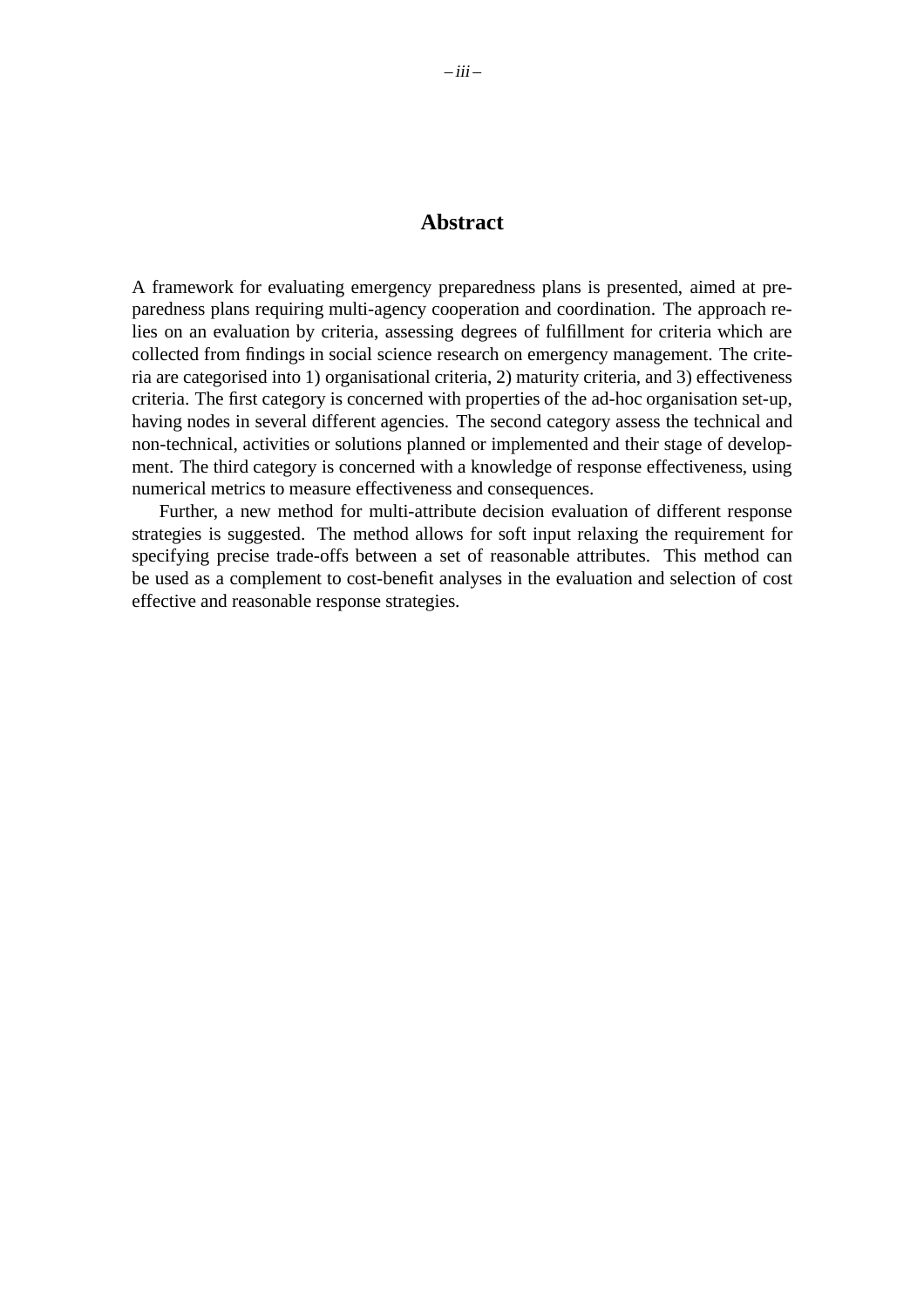# Abstract

A framework for evaluating emergency preparedness plans is presented, aimed at preparedness plans requiring multi-agency cooperation and coordination. The approach relies on an evaluation by criteria, assessing degrees of fulfillment for criteria which are collected from findings in social science research on emergency management. The criteria are categorised into 1) organisational criteria, 2) maturity criteria, and 3) effectiveness criteria. The first category is concerned with properties of the ad-hoc organisation set-up, having nodes in several different agencies. The second category assess the technical and non-technical, activities or solutions planned or implemented and their stage of development. The third category is concerned with a knowledge of response effectiveness, using numerical metrics to measure effectiveness and consequences.

Further, a new method for multi-attribute decision evaluation of different response strategies is suggested. The method allows for soft input relaxing the requirement for specifying precise trade-offs between a set of reasonable attributes. This method can be used as a complement to cost-benefit analyses in the evaluation and selection of cost effective and reasonable response strategies.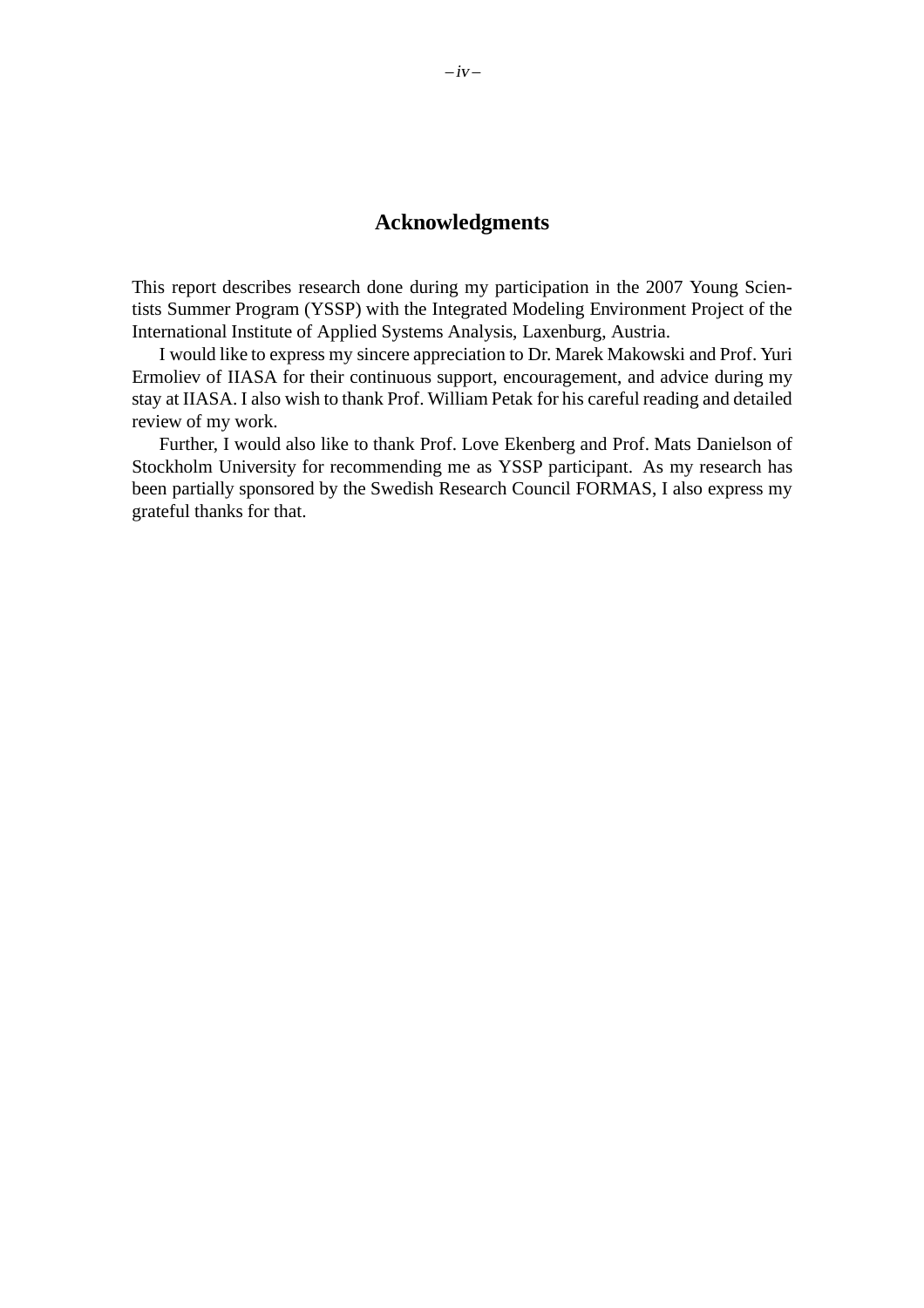# Acknowledgments

This report describes research done during my participation in the 2007 Young Scientists Summer Program (YSSP) with the Integrated Modeling Environment Project of the International Institute of Applied Systems Analysis, Laxenburg, Austria.

I would like to express my sincere appreciation to Dr. Marek Makowski and Prof. Yuri Ermoliev of IIASA for their continuous support, encouragement, and advice during my stay at IIASA. I also wish to thank Prof. William Petak for his careful reading and detailed review of my work.

Further, I would also like to thank Prof. Love Ekenberg and Prof. Mats Danielson of Stockholm University for recommending me as YSSP participant. As my research has been partially sponsored by the Swedish Research Council FORMAS, I also express my grateful thanks for that.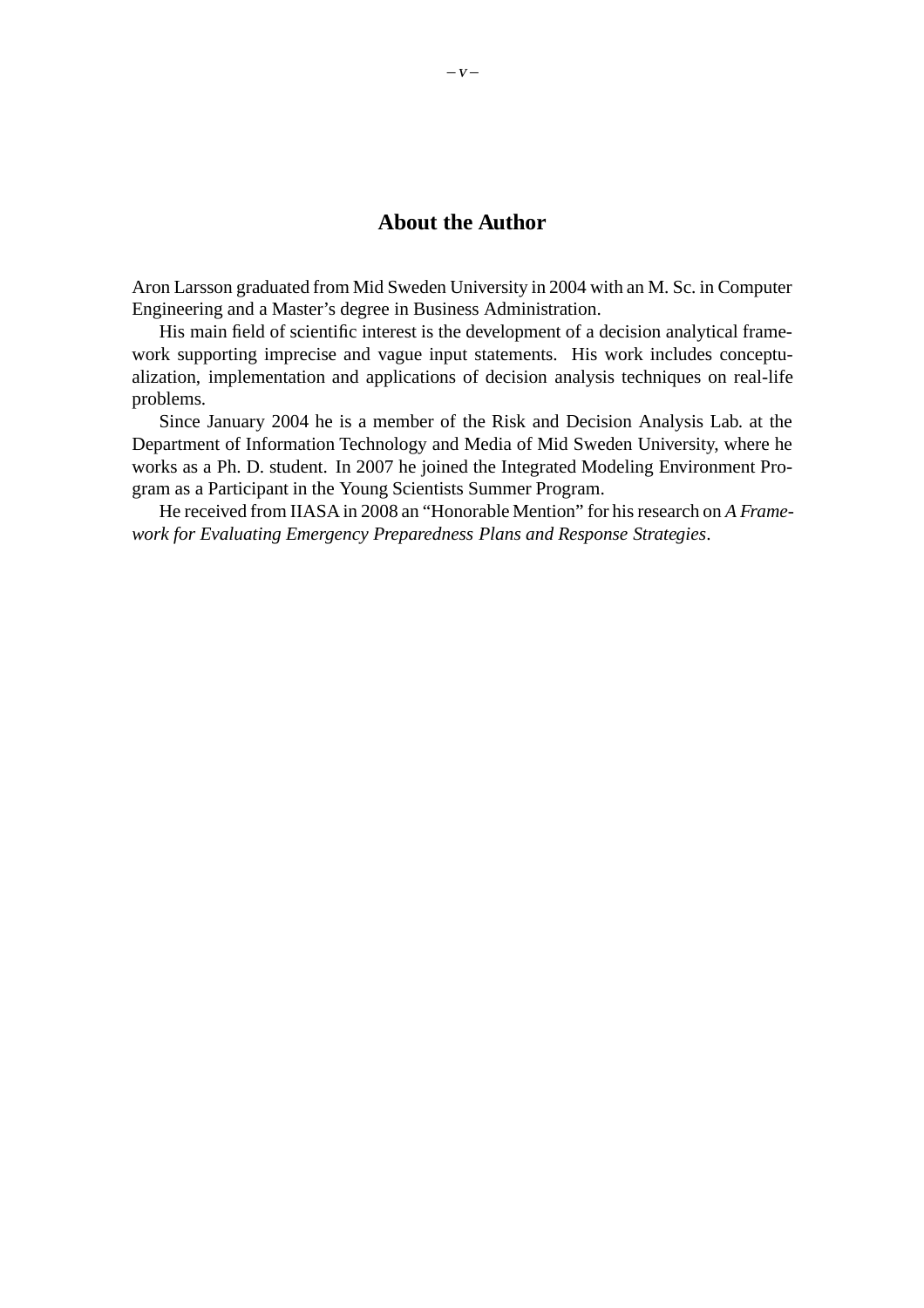## About the Author

Aron Larsson graduated from Mid Sweden University in 2004 with an M. Sc. in Computer Engineering and a Master's degree in Business Administration.

His main field of scientific interest is the development of a decision analytical framework supporting imprecise and vague input statements. His work includes conceptualization, implementation and applications of decision analysis techniques on real-life problems.

Since January 2004 he is a member of the Risk and Decision Analysis Lab. at the Department of Information Technology and Media of Mid Sweden University, where he works as a Ph. D. student. In 2007 he joined the Integrated Modeling Environment Program as a Participant in the Young Scientists Summer Program.

He received from IIASA in 2008 an "Honorable Mention" for his research on *A Framework for Evaluating Emergency Preparedness Plans and Response Strategies*.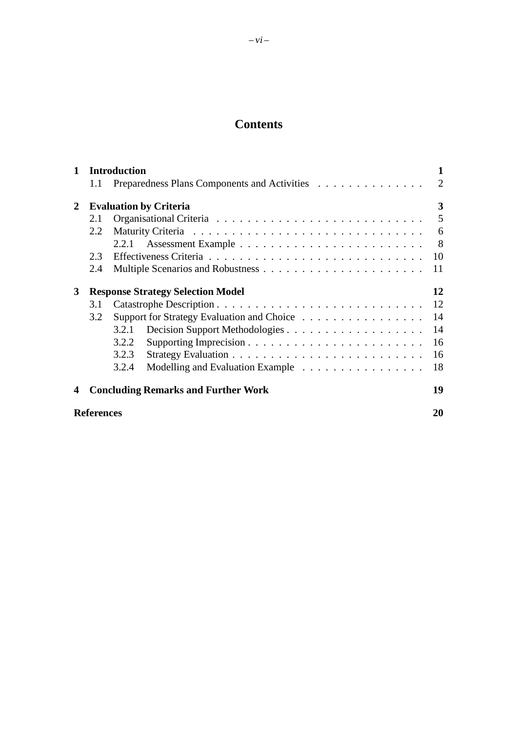# Contents

**1 Introduction** **1**

- 1.1 Preparedness Plans Components and Activities . . . . . . . . . . . . . . 2

**2 Evaluation by Criteria** **3**

- 2.1 Organisational Criteria . . . . . . . . . . . . . . . . . . . . . . . . . . . . 5
- 2.2 Maturity Criteria . . . . . . . . . . . . . . . . . . . . . . . . . . . . . . . 6
  - 2.2.1 Assessment Example . . . . . . . . . . . . . . . . . . . . . . . . 8
- 2.3 Effectiveness Criteria . . . . . . . . . . . . . . . . . . . . . . . . . . . . 10
- 2.4 Multiple Scenarios and Robustness . . . . . . . . . . . . . . . . . . . . . 11

**3 Response Strategy Selection Model** **12**

- 3.1 Catastrophe Description . . . . . . . . . . . . . . . . . . . . . . . . . . . 12
- 3.2 Support for Strategy Evaluation and Choice . . . . . . . . . . . . . . . . 14
  - 3.2.1 Decision Support Methodologies . . . . . . . . . . . . . . . . . . 14
  - 3.2.2 Supporting Imprecision . . . . . . . . . . . . . . . . . . . . . . . 16
  - 3.2.3 Strategy Evaluation . . . . . . . . . . . . . . . . . . . . . . . . . 16
  - 3.2.4 Modelling and Evaluation Example . . . . . . . . . . . . . . . . . 18

**4 Concluding Remarks and Further Work** **19**

**References** **20**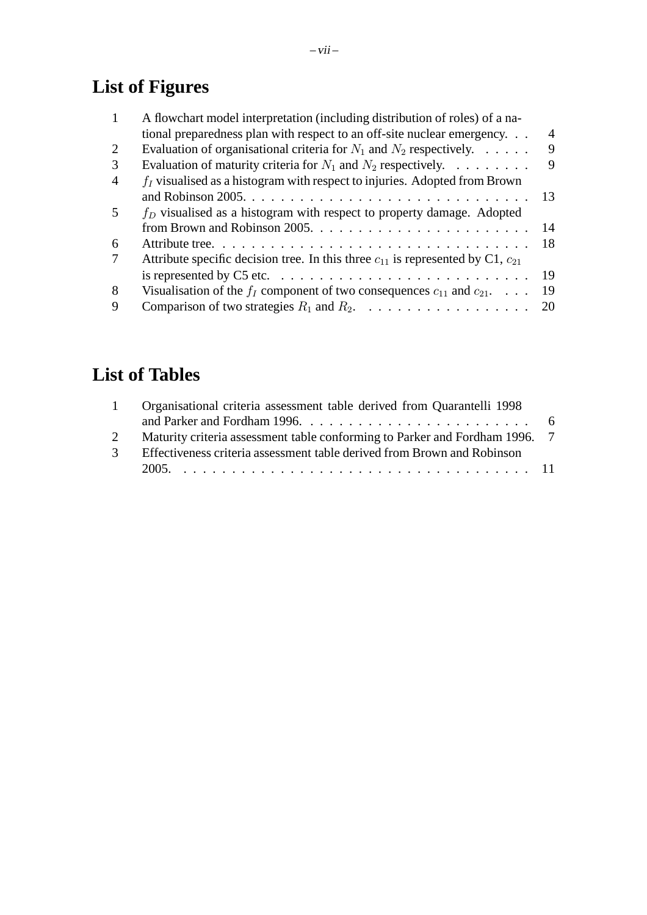# List of Figures

| | | |
|---|---|---|
| 1 | A flowchart model interpretation (including distribution of roles) of a national preparedness plan with respect to an off-site nuclear emergency. | 4 |
| 2 | Evaluation of organisational criteria for $N_1$ and $N_2$ respectively. | 9 |
| 3 | Evaluation of maturity criteria for $N_1$ and $N_2$ respectively. | 9 |
| 4 | $f_I$ visualised as a histogram with respect to injuries. Adopted from Brown and Robinson 2005. | 13 |
| 5 | $f_D$ visualised as a histogram with respect to property damage. Adopted from Brown and Robinson 2005. | 14 |
| 6 | Attribute tree. | 18 |
| 7 | Attribute specific decision tree. In this three $c_{11}$ is represented by C1, $c_{21}$ is represented by C5 etc. | 19 |
| 8 | Visualisation of the $f_I$ component of two consequences $c_{11}$ and $c_{21}$. | 19 |
| 9 | Comparison of two strategies $R_1$ and $R_2$. | 20 |

# List of Tables

| | | |
|---|---|---|
| 1 | Organisational criteria assessment table derived from Quarantelli 1998 and Parker and Fordham 1996. | 6 |
| 2 | Maturity criteria assessment table conforming to Parker and Fordham 1996. | 7 |
| 3 | Effectiveness criteria assessment table derived from Brown and Robinson 2005. | 11 |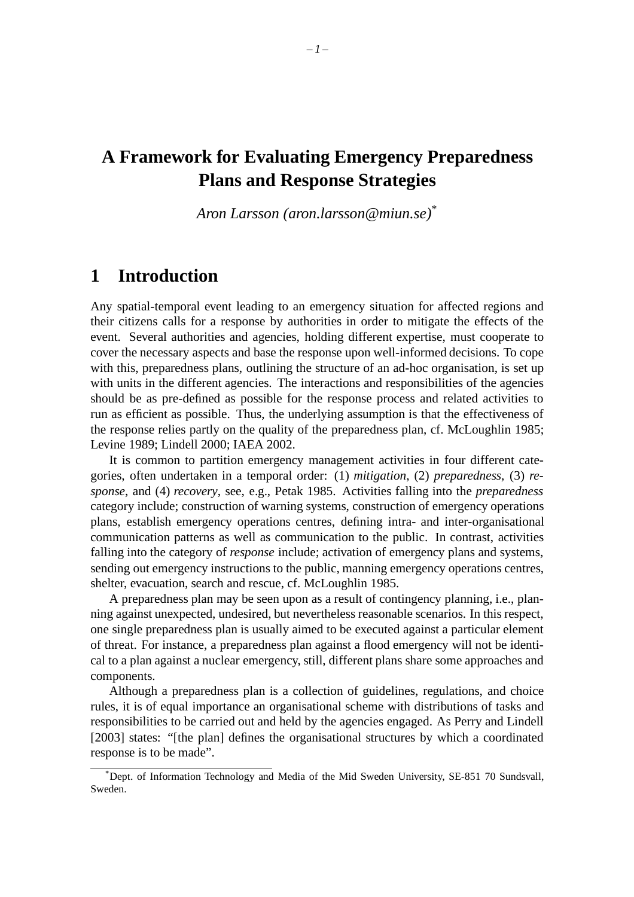# A Framework for Evaluating Emergency Preparedness Plans and Response Strategies

*Aron Larsson (aron.larsson@miun.se)*[*]

## 1 Introduction

Any spatial-temporal event leading to an emergency situation for affected regions and their citizens calls for a response by authorities in order to mitigate the effects of the event. Several authorities and agencies, holding different expertise, must cooperate to cover the necessary aspects and base the response upon well-informed decisions. To cope with this, preparedness plans, outlining the structure of an ad-hoc organisation, is set up with units in the different agencies. The interactions and responsibilities of the agencies should be as pre-defined as possible for the response process and related activities to run as efficient as possible. Thus, the underlying assumption is that the effectiveness of the response relies partly on the quality of the preparedness plan, cf. McLoughlin 1985; Levine 1989; Lindell 2000; IAEA 2002.

It is common to partition emergency management activities in four different categories, often undertaken in a temporal order: (1) *mitigation*, (2) *preparedness*, (3) *response*, and (4) *recovery*, see, e.g., Petak 1985. Activities falling into the *preparedness* category include; construction of warning systems, construction of emergency operations plans, establish emergency operations centres, defining intra- and inter-organisational communication patterns as well as communication to the public. In contrast, activities falling into the category of *response* include; activation of emergency plans and systems, sending out emergency instructions to the public, manning emergency operations centres, shelter, evacuation, search and rescue, cf. McLoughlin 1985.

A preparedness plan may be seen upon as a result of contingency planning, i.e., planning against unexpected, undesired, but nevertheless reasonable scenarios. In this respect, one single preparedness plan is usually aimed to be executed against a particular element of threat. For instance, a preparedness plan against a flood emergency will not be identical to a plan against a nuclear emergency, still, different plans share some approaches and components.

Although a preparedness plan is a collection of guidelines, regulations, and choice rules, it is of equal importance an organisational scheme with distributions of tasks and responsibilities to be carried out and held by the agencies engaged. As Perry and Lindell [2003] states: "[the plan] defines the organisational structures by which a coordinated response is to be made".

---

[*] Dept. of Information Technology and Media of the Mid Sweden University, SE-851 70 Sundsvall, Sweden.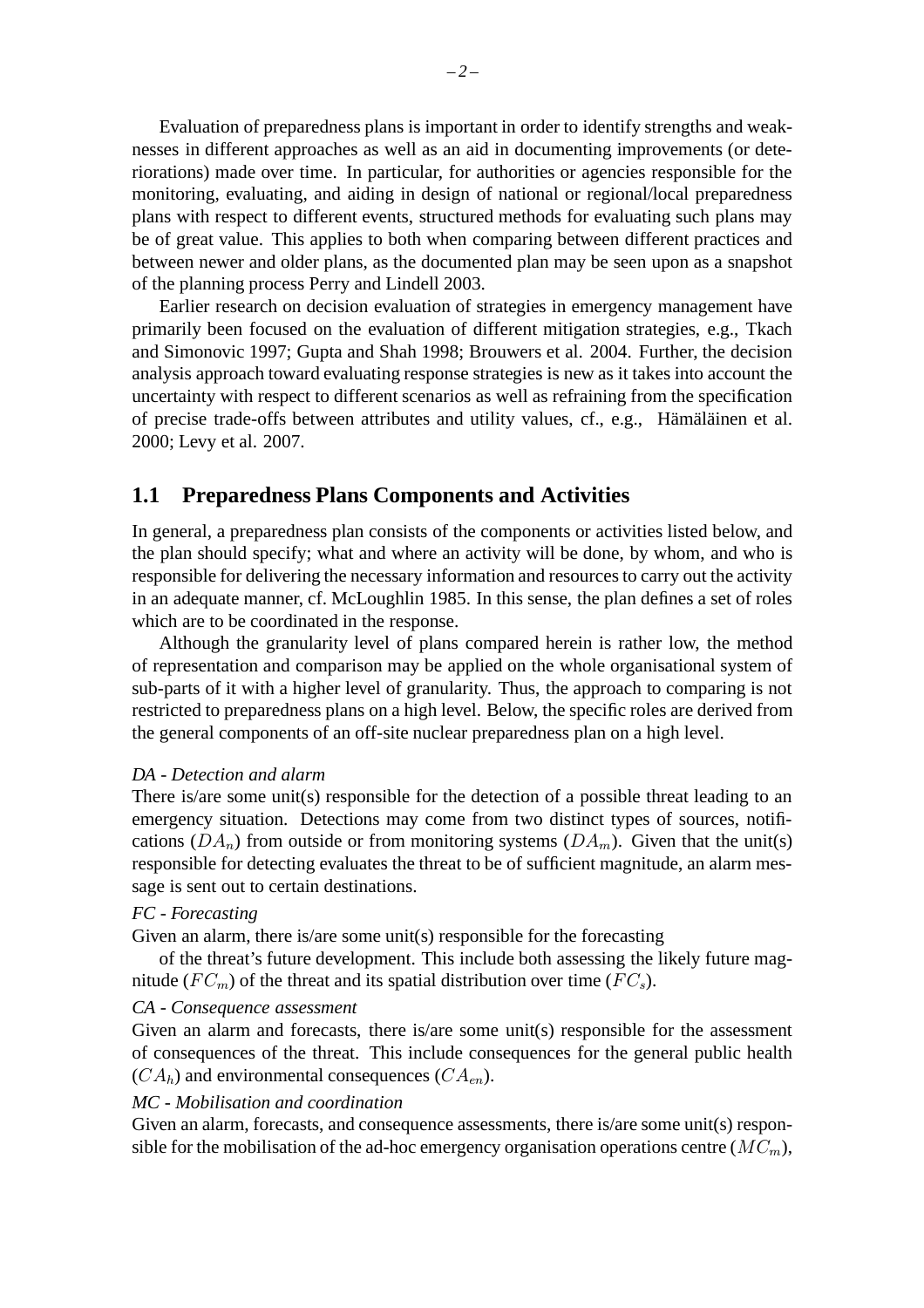Evaluation of preparedness plans is important in order to identify strengths and weaknesses in different approaches as well as an aid in documenting improvements (or deteriorations) made over time. In particular, for authorities or agencies responsible for the monitoring, evaluating, and aiding in design of national or regional/local preparedness plans with respect to different events, structured methods for evaluating such plans may be of great value. This applies to both when comparing between different practices and between newer and older plans, as the documented plan may be seen upon as a snapshot of the planning process Perry and Lindell 2003.

Earlier research on decision evaluation of strategies in emergency management have primarily been focused on the evaluation of different mitigation strategies, e.g., Tkach and Simonovic 1997; Gupta and Shah 1998; Brouwers et al. 2004. Further, the decision analysis approach toward evaluating response strategies is new as it takes into account the uncertainty with respect to different scenarios as well as refraining from the specification of precise trade-offs between attributes and utility values, cf., e.g., Hämäläinen et al. 2000; Levy et al. 2007.

## 1.1 Preparedness Plans Components and Activities

In general, a preparedness plan consists of the components or activities listed below, and the plan should specify; what and where an activity will be done, by whom, and who is responsible for delivering the necessary information and resources to carry out the activity in an adequate manner, cf. McLoughlin 1985. In this sense, the plan defines a set of roles which are to be coordinated in the response.

Although the granularity level of plans compared herein is rather low, the method of representation and comparison may be applied on the whole organisational system of sub-parts of it with a higher level of granularity. Thus, the approach to comparing is not restricted to preparedness plans on a high level. Below, the specific roles are derived from the general components of an off-site nuclear preparedness plan on a high level.

*DA - Detection and alarm*

There is/are some unit(s) responsible for the detection of a possible threat leading to an emergency situation. Detections may come from two distinct types of sources, notifications ($DA_n$) from outside or from monitoring systems ($DA_m$). Given that the unit(s) responsible for detecting evaluates the threat to be of sufficient magnitude, an alarm message is sent out to certain destinations.

*FC - Forecasting*

Given an alarm, there is/are some unit(s) responsible for the forecasting

of the threat's future development. This include both assessing the likely future magnitude ($FC_m$) of the threat and its spatial distribution over time ($FC_s$).

*CA - Consequence assessment*

Given an alarm and forecasts, there is/are some unit(s) responsible for the assessment of consequences of the threat. This include consequences for the general public health ($CA_h$) and environmental consequences ($CA_{en}$).

*MC - Mobilisation and coordination*

Given an alarm, forecasts, and consequence assessments, there is/are some unit(s) responsible for the mobilisation of the ad-hoc emergency organisation operations centre ($MC_m$),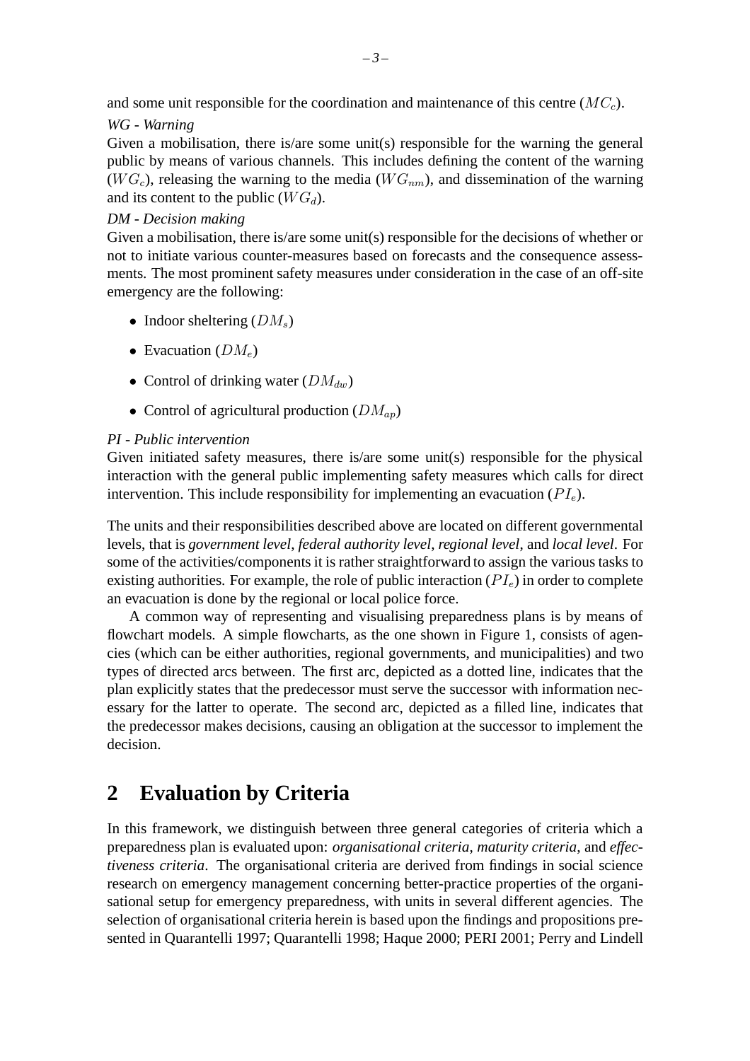and some unit responsible for the coordination and maintenance of this centre ($MC_c$).

*WG - Warning*

Given a mobilisation, there is/are some unit(s) responsible for the warning the general public by means of various channels. This includes defining the content of the warning ($WG_c$), releasing the warning to the media ($WG_{nm}$), and dissemination of the warning and its content to the public ($WG_d$).

*DM - Decision making*

Given a mobilisation, there is/are some unit(s) responsible for the decisions of whether or not to initiate various counter-measures based on forecasts and the consequence assessments. The most prominent safety measures under consideration in the case of an off-site emergency are the following:

- Indoor sheltering ($DM_s$)
- Evacuation ($DM_e$)
- Control of drinking water ($DM_{dw}$)
- Control of agricultural production ($DM_{ap}$)

*PI - Public intervention*

Given initiated safety measures, there is/are some unit(s) responsible for the physical interaction with the general public implementing safety measures which calls for direct intervention. This include responsibility for implementing an evacuation ($PI_e$).

The units and their responsibilities described above are located on different governmental levels, that is *government level*, *federal authority level*, *regional level*, and *local level*. For some of the activities/components it is rather straightforward to assign the various tasks to existing authorities. For example, the role of public interaction ($PI_e$) in order to complete an evacuation is done by the regional or local police force.

A common way of representing and visualising preparedness plans is by means of flowchart models. A simple flowcharts, as the one shown in Figure 1, consists of agencies (which can be either authorities, regional governments, and municipalities) and two types of directed arcs between. The first arc, depicted as a dotted line, indicates that the plan explicitly states that the predecessor must serve the successor with information necessary for the latter to operate. The second arc, depicted as a filled line, indicates that the predecessor makes decisions, causing an obligation at the successor to implement the decision.

## 2 Evaluation by Criteria

In this framework, we distinguish between three general categories of criteria which a preparedness plan is evaluated upon: *organisational criteria*, *maturity criteria*, and *effectiveness criteria*. The organisational criteria are derived from findings in social science research on emergency management concerning better-practice properties of the organisational setup for emergency preparedness, with units in several different agencies. The selection of organisational criteria herein is based upon the findings and propositions presented in Quarantelli 1997; Quarantelli 1998; Haque 2000; PERI 2001; Perry and Lindell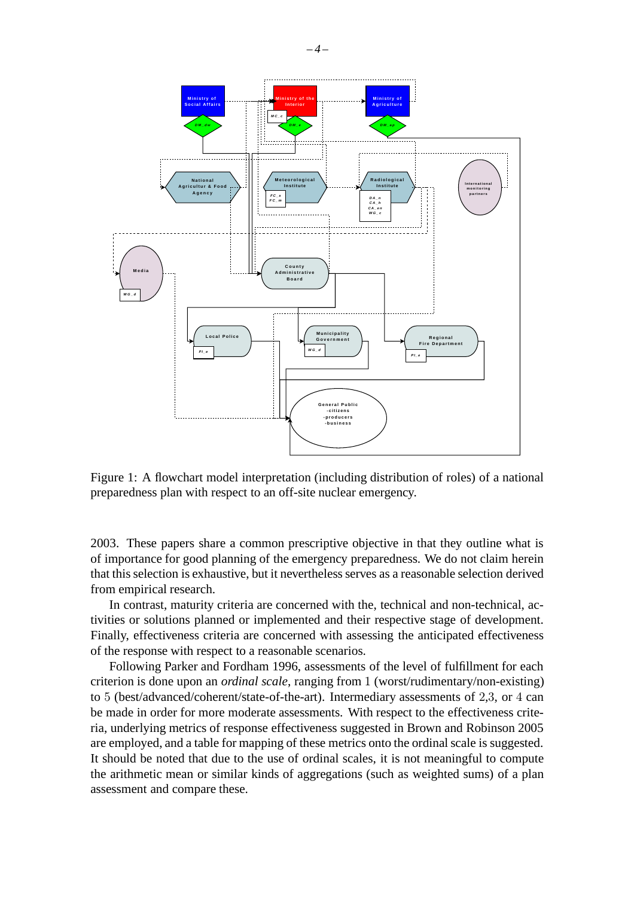Figure 1: A flowchart model interpretation (including distribution of roles) of a national preparedness plan with respect to an off-site nuclear emergency.

2003. These papers share a common prescriptive objective in that they outline what is of importance for good planning of the emergency preparedness. We do not claim herein that this selection is exhaustive, but it nevertheless serves as a reasonable selection derived from empirical research.

In contrast, maturity criteria are concerned with the, technical and non-technical, activities or solutions planned or implemented and their respective stage of development. Finally, effectiveness criteria are concerned with assessing the anticipated effectiveness of the response with respect to a reasonable scenarios.

Following Parker and Fordham 1996, assessments of the level of fulfillment for each criterion is done upon an *ordinal scale*, ranging from 1 (worst/rudimentary/non-existing) to 5 (best/advanced/coherent/state-of-the-art). Intermediary assessments of 2,3, or 4 can be made in order for more moderate assessments. With respect to the effectiveness criteria, underlying metrics of response effectiveness suggested in Brown and Robinson 2005 are employed, and a table for mapping of these metrics onto the ordinal scale is suggested. It should be noted that due to the use of ordinal scales, it is not meaningful to compute the arithmetic mean or similar kinds of aggregations (such as weighted sums) of a plan assessment and compare these.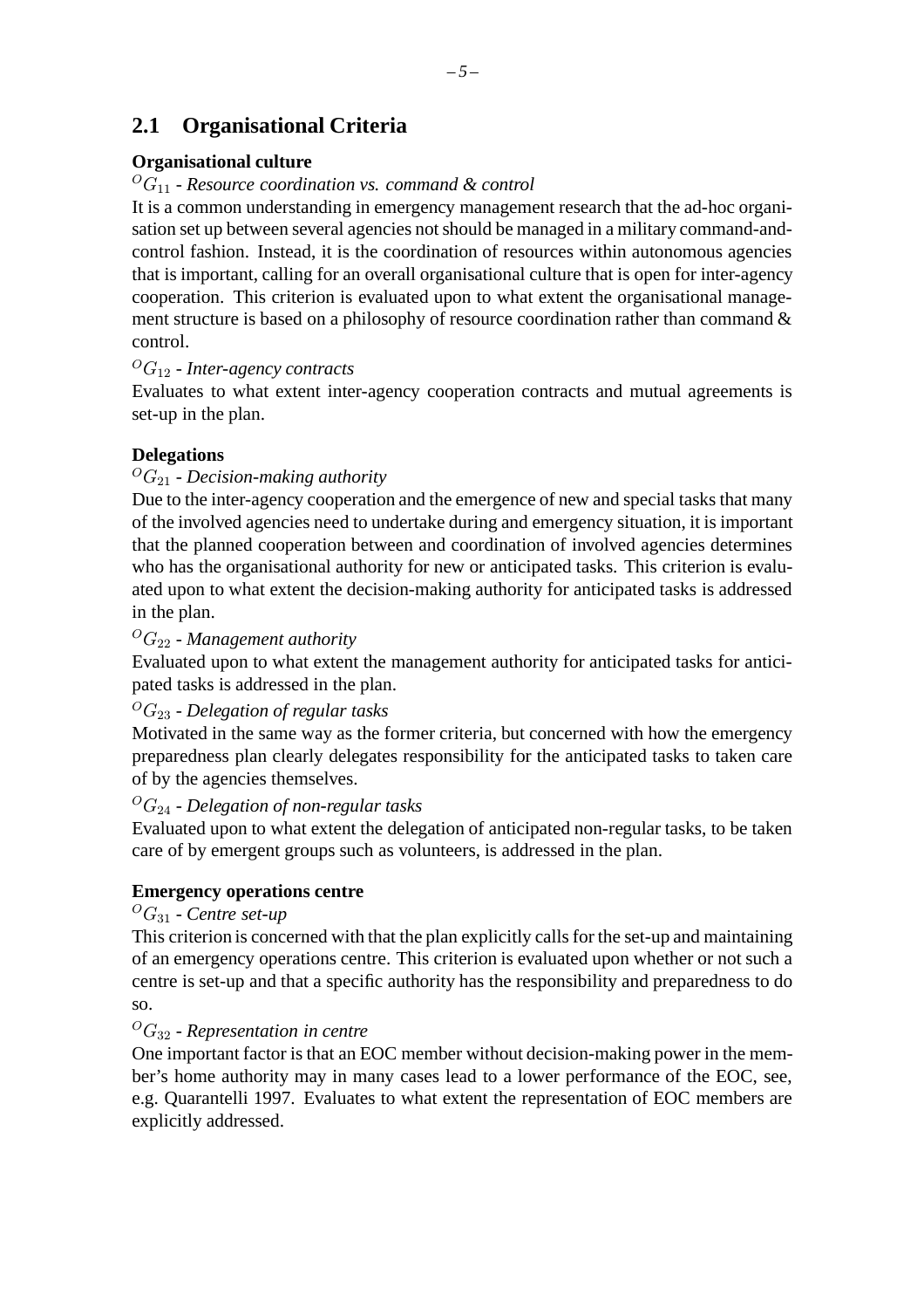## 2.1 Organisational Criteria

**Organisational culture**

$^{O}G_{11}$ - *Resource coordination vs. command & control*

It is a common understanding in emergency management research that the ad-hoc organisation set up between several agencies not should be managed in a military command-and-control fashion. Instead, it is the coordination of resources within autonomous agencies that is important, calling for an overall organisational culture that is open for inter-agency cooperation. This criterion is evaluated upon to what extent the organisational management structure is based on a philosophy of resource coordination rather than command & control.

$^{O}G_{12}$ - *Inter-agency contracts*

Evaluates to what extent inter-agency cooperation contracts and mutual agreements is set-up in the plan.

**Delegations**

$^{O}G_{21}$ - *Decision-making authority*

Due to the inter-agency cooperation and the emergence of new and special tasks that many of the involved agencies need to undertake during and emergency situation, it is important that the planned cooperation between and coordination of involved agencies determines who has the organisational authority for new or anticipated tasks. This criterion is evaluated upon to what extent the decision-making authority for anticipated tasks is addressed in the plan.

$^{O}G_{22}$ - *Management authority*

Evaluated upon to what extent the management authority for anticipated tasks for anticipated tasks is addressed in the plan.

$^{O}G_{23}$ - *Delegation of regular tasks*

Motivated in the same way as the former criteria, but concerned with how the emergency preparedness plan clearly delegates responsibility for the anticipated tasks to taken care of by the agencies themselves.

$^{O}G_{24}$ - *Delegation of non-regular tasks*

Evaluated upon to what extent the delegation of anticipated non-regular tasks, to be taken care of by emergent groups such as volunteers, is addressed in the plan.

**Emergency operations centre**

$^{O}G_{31}$ - *Centre set-up*

This criterion is concerned with that the plan explicitly calls for the set-up and maintaining of an emergency operations centre. This criterion is evaluated upon whether or not such a centre is set-up and that a specific authority has the responsibility and preparedness to do so.

$^{O}G_{32}$ - *Representation in centre*

One important factor is that an EOC member without decision-making power in the member's home authority may in many cases lead to a lower performance of the EOC, see, e.g. Quarantelli 1997. Evaluates to what extent the representation of EOC members are explicitly addressed.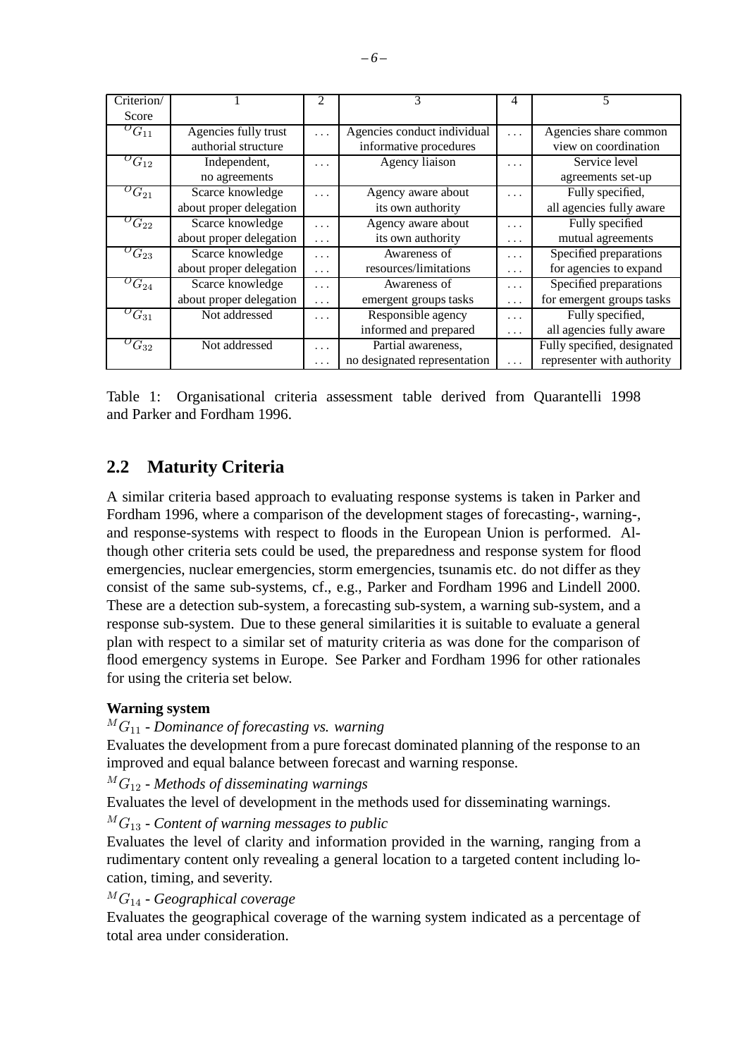| Criterion/ Score | 1 | 2 | 3 | 4 | 5 |
|---|---|---|---|---|---|
| ${}^{O}G_{11}$ | Agencies fully trust authorial structure | ... | Agencies conduct individual informative procedures | ... | Agencies share common view on coordination |
| ${}^{O}G_{12}$ | Independent, no agreements | ... | Agency liaison | ... | Service level agreements set-up |
| ${}^{O}G_{21}$ | Scarce knowledge about proper delegation | ... | Agency aware about its own authority | ... | Fully specified, all agencies fully aware |
| ${}^{O}G_{22}$ | Scarce knowledge about proper delegation | ... ... | Agency aware about its own authority | ... ... | Fully specified mutual agreements |
| ${}^{O}G_{23}$ | Scarce knowledge about proper delegation | ... ... | Awareness of resources/limitations | ... ... | Specified preparations for agencies to expand |
| ${}^{O}G_{24}$ | Scarce knowledge about proper delegation | ... ... | Awareness of emergent groups tasks | ... ... | Specified preparations for emergent groups tasks |
| ${}^{O}G_{31}$ | Not addressed | ... | Responsible agency informed and prepared | ... ... | Fully specified, all agencies fully aware |
| ${}^{O}G_{32}$ | Not addressed | ... ... | Partial awareness, no designated representation | ... | Fully specified, designated representer with authority |

Table 1: Organisational criteria assessment table derived from Quarantelli 1998 and Parker and Fordham 1996.

## 2.2 Maturity Criteria

A similar criteria based approach to evaluating response systems is taken in Parker and Fordham 1996, where a comparison of the development stages of forecasting-, warning-, and response-systems with respect to floods in the European Union is performed. Although other criteria sets could be used, the preparedness and response system for flood emergencies, nuclear emergencies, storm emergencies, tsunamis etc. do not differ as they consist of the same sub-systems, cf., e.g., Parker and Fordham 1996 and Lindell 2000. These are a detection sub-system, a forecasting sub-system, a warning sub-system, and a response sub-system. Due to these general similarities it is suitable to evaluate a general plan with respect to a similar set of maturity criteria as was done for the comparison of flood emergency systems in Europe. See Parker and Fordham 1996 for other rationales for using the criteria set below.

**Warning system**

${}^{M}G_{11}$ - *Dominance of forecasting vs. warning*

Evaluates the development from a pure forecast dominated planning of the response to an improved and equal balance between forecast and warning response.

${}^{M}G_{12}$ - *Methods of disseminating warnings*

Evaluates the level of development in the methods used for disseminating warnings.

${}^{M}G_{13}$ - *Content of warning messages to public*

Evaluates the level of clarity and information provided in the warning, ranging from a rudimentary content only revealing a general location to a targeted content including location, timing, and severity.

${}^{M}G_{14}$ - *Geographical coverage*

Evaluates the geographical coverage of the warning system indicated as a percentage of total area under consideration.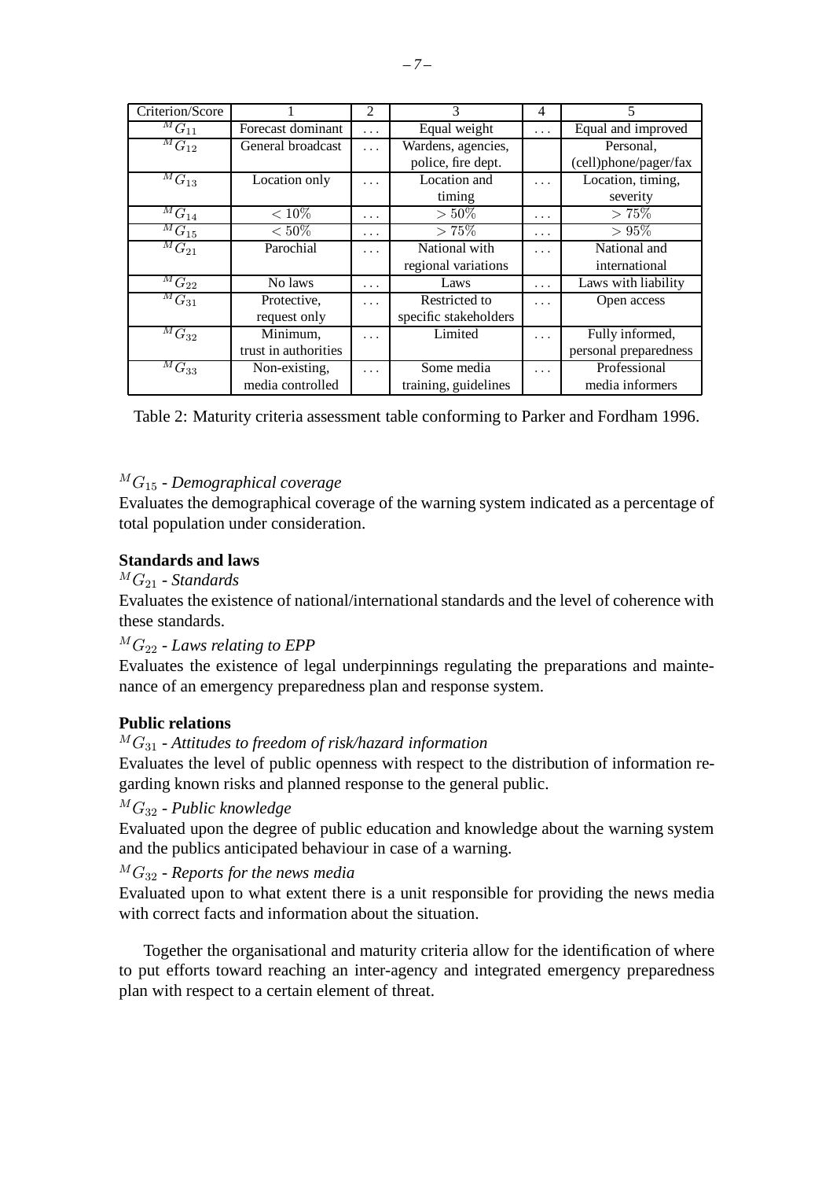| Criterion/Score | 1 | 2 | 3 | 4 | 5 |
|---|---|---|---|---|---|
| ${}^{M}G_{11}$ | Forecast dominant | ... | Equal weight | ... | Equal and improved |
| ${}^{M}G_{12}$ | General broadcast | ... | Wardens, agencies, police, fire dept. | | Personal, (cell)phone/pager/fax |
| ${}^{M}G_{13}$ | Location only | ... | Location and timing | ... | Location, timing, severity |
| ${}^{M}G_{14}$ | $< 10\%$ | ... | $> 50\%$ | ... | $> 75\%$ |
| ${}^{M}G_{15}$ | $< 50\%$ | ... | $> 75\%$ | ... | $> 95\%$ |
| ${}^{M}G_{21}$ | Parochial | ... | National with regional variations | ... | National and international |
| ${}^{M}G_{22}$ | No laws | ... | Laws | ... | Laws with liability |
| ${}^{M}G_{31}$ | Protective, request only | ... | Restricted to specific stakeholders | ... | Open access |
| ${}^{M}G_{32}$ | Minimum, trust in authorities | ... | Limited | ... | Fully informed, personal preparedness |
| ${}^{M}G_{33}$ | Non-existing, media controlled | ... | Some media training, guidelines | ... | Professional media informers |

Table 2: Maturity criteria assessment table conforming to Parker and Fordham 1996.

${}^{M}G_{15}$ - *Demographical coverage*

Evaluates the demographical coverage of the warning system indicated as a percentage of total population under consideration.

**Standards and laws**

${}^{M}G_{21}$ - *Standards*

Evaluates the existence of national/international standards and the level of coherence with these standards.

${}^{M}G_{22}$ - *Laws relating to EPP*

Evaluates the existence of legal underpinnings regulating the preparations and maintenance of an emergency preparedness plan and response system.

**Public relations**

${}^{M}G_{31}$ - *Attitudes to freedom of risk/hazard information*

Evaluates the level of public openness with respect to the distribution of information regarding known risks and planned response to the general public.

${}^{M}G_{32}$ - *Public knowledge*

Evaluated upon the degree of public education and knowledge about the warning system and the publics anticipated behaviour in case of a warning.

${}^{M}G_{32}$ - *Reports for the news media*

Evaluated upon to what extent there is a unit responsible for providing the news media with correct facts and information about the situation.

Together the organisational and maturity criteria allow for the identification of where to put efforts toward reaching an inter-agency and integrated emergency preparedness plan with respect to a certain element of threat.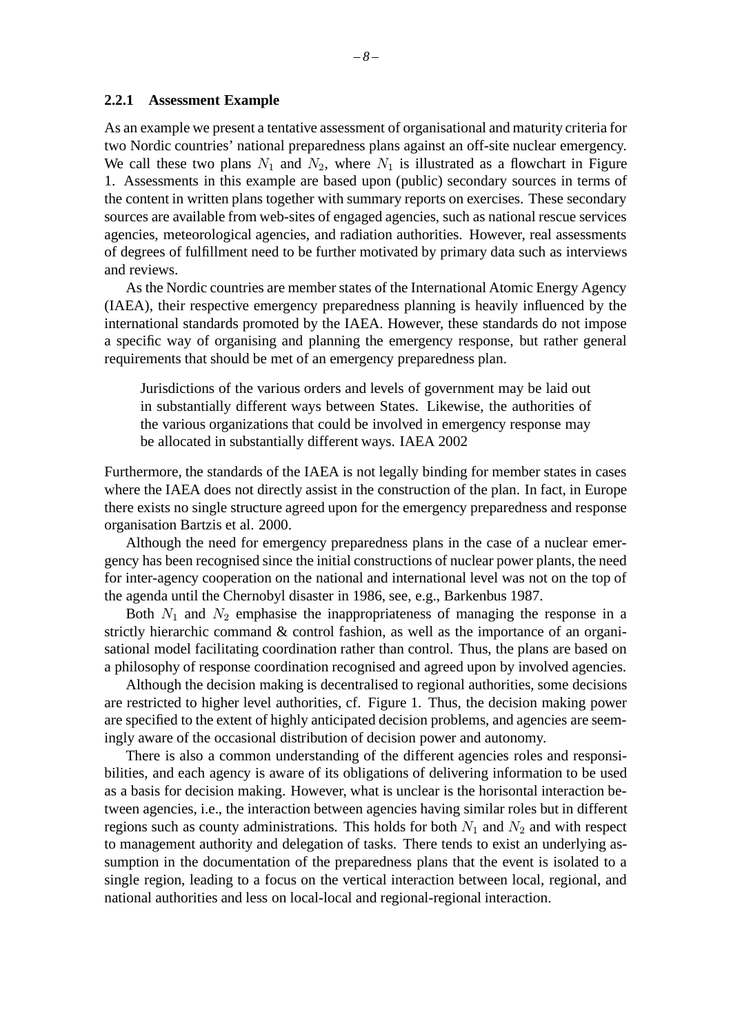### 2.2.1 Assessment Example

As an example we present a tentative assessment of organisational and maturity criteria for two Nordic countries' national preparedness plans against an off-site nuclear emergency. We call these two plans $N_1$ and $N_2$, where $N_1$ is illustrated as a flowchart in Figure 1. Assessments in this example are based upon (public) secondary sources in terms of the content in written plans together with summary reports on exercises. These secondary sources are available from web-sites of engaged agencies, such as national rescue services agencies, meteorological agencies, and radiation authorities. However, real assessments of degrees of fulfillment need to be further motivated by primary data such as interviews and reviews.

As the Nordic countries are member states of the International Atomic Energy Agency (IAEA), their respective emergency preparedness planning is heavily influenced by the international standards promoted by the IAEA. However, these standards do not impose a specific way of organising and planning the emergency response, but rather general requirements that should be met of an emergency preparedness plan.

> Jurisdictions of the various orders and levels of government may be laid out in substantially different ways between States. Likewise, the authorities of the various organizations that could be involved in emergency response may be allocated in substantially different ways. IAEA 2002

Furthermore, the standards of the IAEA is not legally binding for member states in cases where the IAEA does not directly assist in the construction of the plan. In fact, in Europe there exists no single structure agreed upon for the emergency preparedness and response organisation Bartzis et al. 2000.

Although the need for emergency preparedness plans in the case of a nuclear emergency has been recognised since the initial constructions of nuclear power plants, the need for inter-agency cooperation on the national and international level was not on the top of the agenda until the Chernobyl disaster in 1986, see, e.g., Barkenbus 1987.

Both $N_1$ and $N_2$ emphasise the inappropriateness of managing the response in a strictly hierarchic command & control fashion, as well as the importance of an organisational model facilitating coordination rather than control. Thus, the plans are based on a philosophy of response coordination recognised and agreed upon by involved agencies.

Although the decision making is decentralised to regional authorities, some decisions are restricted to higher level authorities, cf. Figure 1. Thus, the decision making power are specified to the extent of highly anticipated decision problems, and agencies are seemingly aware of the occasional distribution of decision power and autonomy.

There is also a common understanding of the different agencies roles and responsibilities, and each agency is aware of its obligations of delivering information to be used as a basis for decision making. However, what is unclear is the horisontal interaction between agencies, i.e., the interaction between agencies having similar roles but in different regions such as county administrations. This holds for both $N_1$ and $N_2$ and with respect to management authority and delegation of tasks. There tends to exist an underlying assumption in the documentation of the preparedness plans that the event is isolated to a single region, leading to a focus on the vertical interaction between local, regional, and national authorities and less on local-local and regional-regional interaction.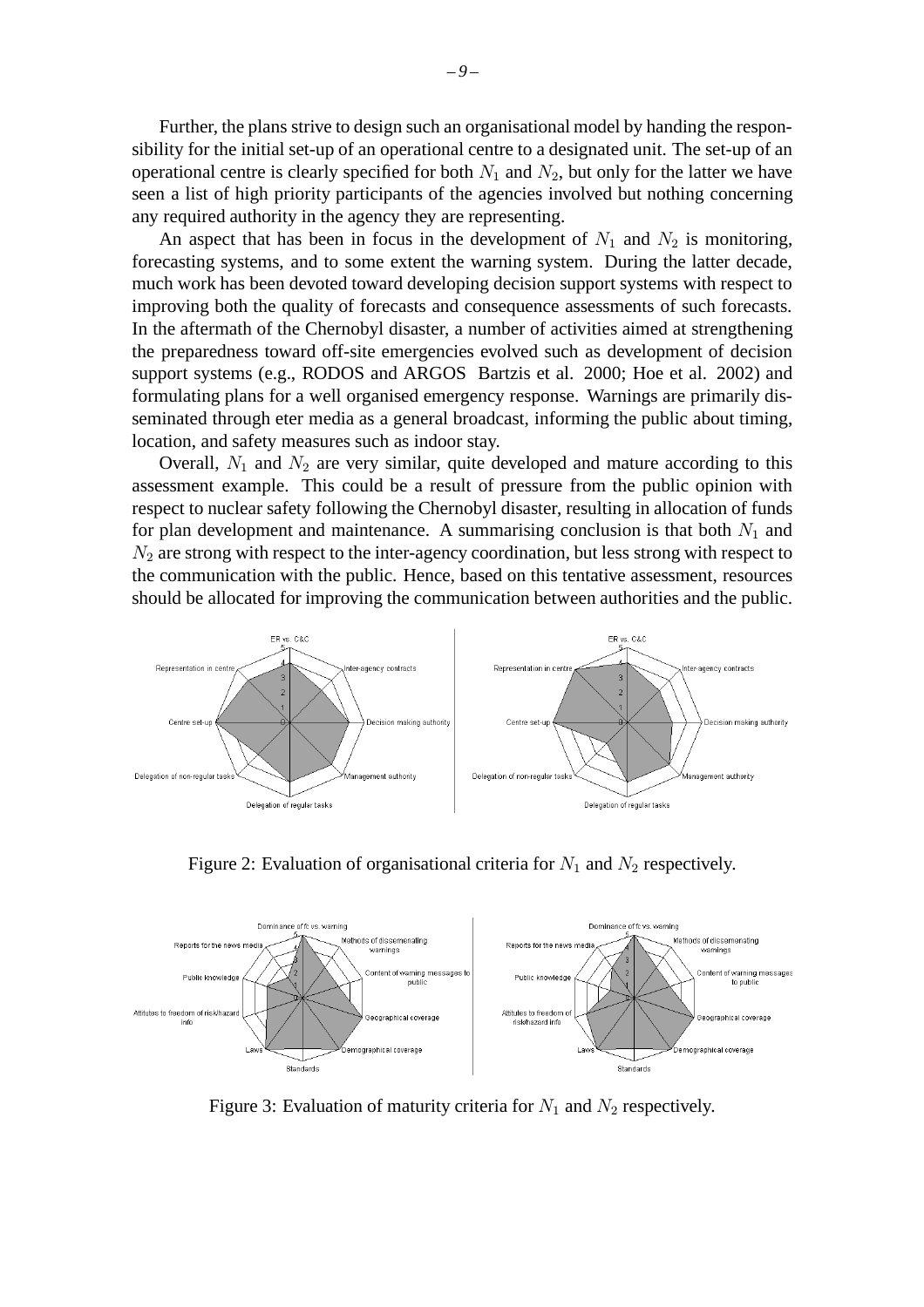Further, the plans strive to design such an organisational model by handing the responsibility for the initial set-up of an operational centre to a designated unit. The set-up of an operational centre is clearly specified for both $N_1$ and $N_2$, but only for the latter we have seen a list of high priority participants of the agencies involved but nothing concerning any required authority in the agency they are representing.

An aspect that has been in focus in the development of $N_1$ and $N_2$ is monitoring, forecasting systems, and to some extent the warning system. During the latter decade, much work has been devoted toward developing decision support systems with respect to improving both the quality of forecasts and consequence assessments of such forecasts. In the aftermath of the Chernobyl disaster, a number of activities aimed at strengthening the preparedness toward off-site emergencies evolved such as development of decision support systems (e.g., RODOS and ARGOS Bartzis et al. 2000; Hoe et al. 2002) and formulating plans for a well organised emergency response. Warnings are primarily disseminated through eter media as a general broadcast, informing the public about timing, location, and safety measures such as indoor stay.

Overall, $N_1$ and $N_2$ are very similar, quite developed and mature according to this assessment example. This could be a result of pressure from the public opinion with respect to nuclear safety following the Chernobyl disaster, resulting in allocation of funds for plan development and maintenance. A summarising conclusion is that both $N_1$ and $N_2$ are strong with respect to the inter-agency coordination, but less strong with respect to the communication with the public. Hence, based on this tentative assessment, resources should be allocated for improving the communication between authorities and the public.

Figure 2: Evaluation of organisational criteria for $N_1$ and $N_2$ respectively.

Figure 3: Evaluation of maturity criteria for $N_1$ and $N_2$ respectively.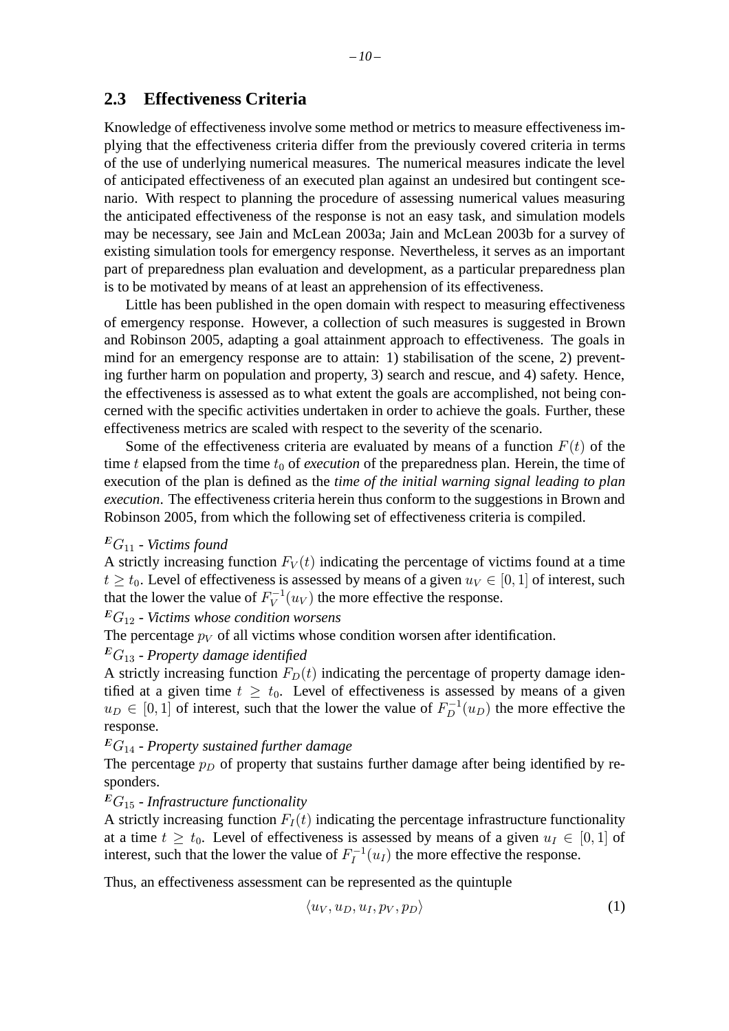## 2.3 Effectiveness Criteria

Knowledge of effectiveness involve some method or metrics to measure effectiveness implying that the effectiveness criteria differ from the previously covered criteria in terms of the use of underlying numerical measures. The numerical measures indicate the level of anticipated effectiveness of an executed plan against an undesired but contingent scenario. With respect to planning the procedure of assessing numerical values measuring the anticipated effectiveness of the response is not an easy task, and simulation models may be necessary, see Jain and McLean 2003a; Jain and McLean 2003b for a survey of existing simulation tools for emergency response. Nevertheless, it serves as an important part of preparedness plan evaluation and development, as a particular preparedness plan is to be motivated by means of at least an apprehension of its effectiveness.

Little has been published in the open domain with respect to measuring effectiveness of emergency response. However, a collection of such measures is suggested in Brown and Robinson 2005, adapting a goal attainment approach to effectiveness. The goals in mind for an emergency response are to attain: 1) stabilisation of the scene, 2) preventing further harm on population and property, 3) search and rescue, and 4) safety. Hence, the effectiveness is assessed as to what extent the goals are accomplished, not being concerned with the specific activities undertaken in order to achieve the goals. Further, these effectiveness metrics are scaled with respect to the severity of the scenario.

Some of the effectiveness criteria are evaluated by means of a function $F(t)$ of the time $t$ elapsed from the time $t_0$ of *execution* of the preparedness plan. Herein, the time of execution of the plan is defined as the *time of the initial warning signal leading to plan execution*. The effectiveness criteria herein thus conform to the suggestions in Brown and Robinson 2005, from which the following set of effectiveness criteria is compiled.

$^{E}G_{11}$ - *Victims found*
A strictly increasing function $F_V(t)$ indicating the percentage of victims found at a time $t \geq t_0$. Level of effectiveness is assessed by means of a given $u_V \in [0, 1]$ of interest, such that the lower the value of $F_V^{-1}(u_V)$ the more effective the response.

$^{E}G_{12}$ - *Victims whose condition worsens*
The percentage $p_V$ of all victims whose condition worsen after identification.

$^{E}G_{13}$ - *Property damage identified*
A strictly increasing function $F_D(t)$ indicating the percentage of property damage identified at a given time $t \geq t_0$. Level of effectiveness is assessed by means of a given $u_D \in [0, 1]$ of interest, such that the lower the value of $F_D^{-1}(u_D)$ the more effective the response.

$^{E}G_{14}$ - *Property sustained further damage*
The percentage $p_D$ of property that sustains further damage after being identified by responders.

$^{E}G_{15}$ - *Infrastructure functionality*
A strictly increasing function $F_I(t)$ indicating the percentage infrastructure functionality at a time $t \geq t_0$. Level of effectiveness is assessed by means of a given $u_I \in [0, 1]$ of interest, such that the lower the value of $F_I^{-1}(u_I)$ the more effective the response.

Thus, an effectiveness assessment can be represented as the quintuple

$$\langle u_V, u_D, u_I, p_V, p_D \rangle \tag{1}$$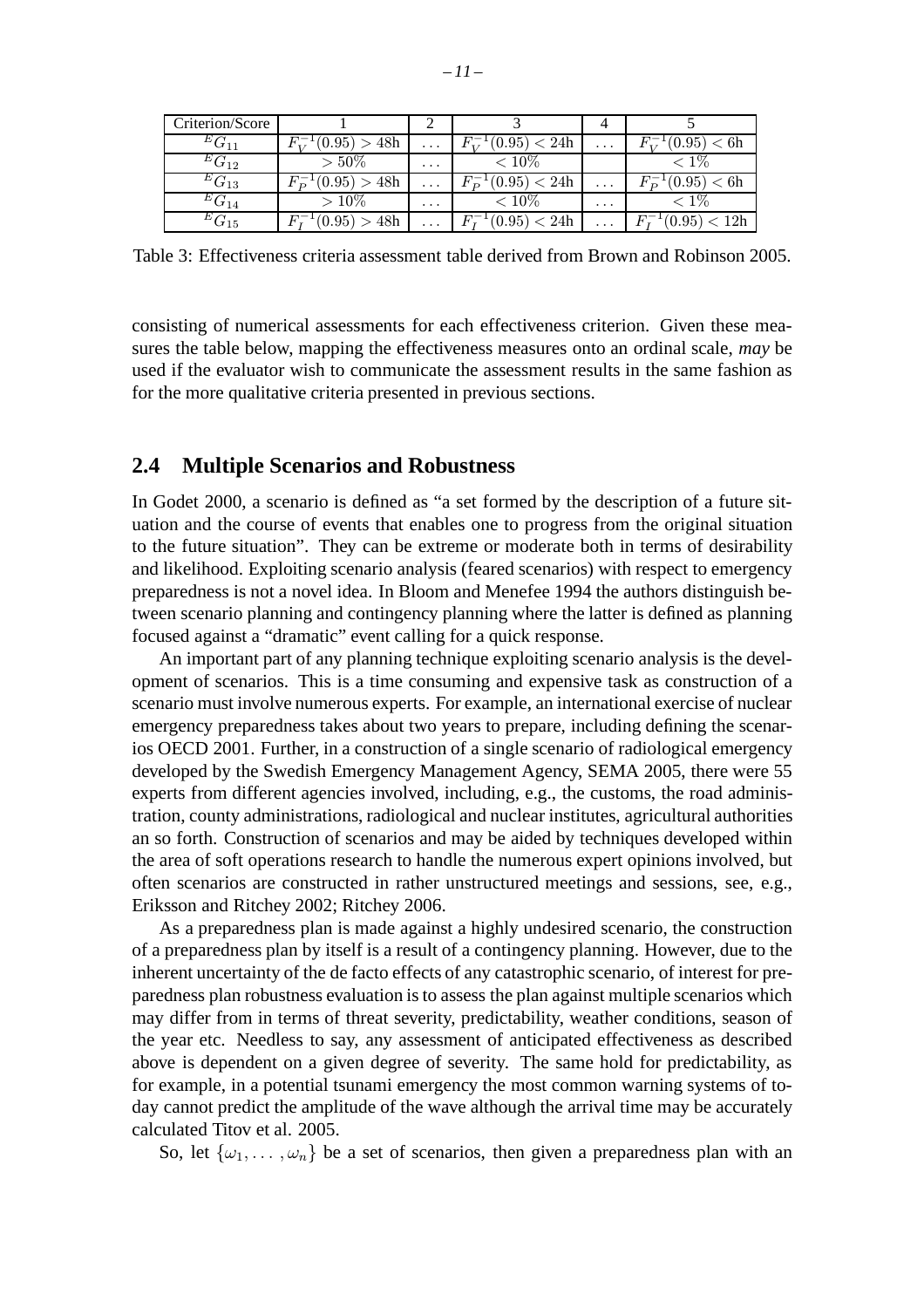| Criterion/Score | 1 | 2 | 3 | 4 | 5 |
| --- | --- | --- | --- | --- | --- |
| ${}^{E}G_{11}$ | $F_V^{-1}(0.95) > 48\text{h}$ | $\ldots$ | $F_V^{-1}(0.95) < 24\text{h}$ | $\ldots$ | $F_V^{-1}(0.95) < 6\text{h}$ |
| ${}^{E}G_{12}$ | $> 50\%$ | $\ldots$ | $< 10\%$ | | $< 1\%$ |
| ${}^{E}G_{13}$ | $F_P^{-1}(0.95) > 48\text{h}$ | $\ldots$ | $F_P^{-1}(0.95) < 24\text{h}$ | $\ldots$ | $F_P^{-1}(0.95) < 6\text{h}$ |
| ${}^{E}G_{14}$ | $> 10\%$ | $\ldots$ | $< 10\%$ | $\ldots$ | $< 1\%$ |
| ${}^{E}G_{15}$ | $F_I^{-1}(0.95) > 48\text{h}$ | $\ldots$ | $F_I^{-1}(0.95) < 24\text{h}$ | $\ldots$ | $F_I^{-1}(0.95) < 12\text{h}$ |

Table 3: Effectiveness criteria assessment table derived from Brown and Robinson 2005.

consisting of numerical assessments for each effectiveness criterion. Given these measures the table below, mapping the effectiveness measures onto an ordinal scale, *may* be used if the evaluator wish to communicate the assessment results in the same fashion as for the more qualitative criteria presented in previous sections.

## 2.4 Multiple Scenarios and Robustness

In Godet 2000, a scenario is defined as "a set formed by the description of a future situation and the course of events that enables one to progress from the original situation to the future situation". They can be extreme or moderate both in terms of desirability and likelihood. Exploiting scenario analysis (feared scenarios) with respect to emergency preparedness is not a novel idea. In Bloom and Menefee 1994 the authors distinguish between scenario planning and contingency planning where the latter is defined as planning focused against a "dramatic" event calling for a quick response.

An important part of any planning technique exploiting scenario analysis is the development of scenarios. This is a time consuming and expensive task as construction of a scenario must involve numerous experts. For example, an international exercise of nuclear emergency preparedness takes about two years to prepare, including defining the scenarios OECD 2001. Further, in a construction of a single scenario of radiological emergency developed by the Swedish Emergency Management Agency, SEMA 2005, there were 55 experts from different agencies involved, including, e.g., the customs, the road administration, county administrations, radiological and nuclear institutes, agricultural authorities an so forth. Construction of scenarios and may be aided by techniques developed within the area of soft operations research to handle the numerous expert opinions involved, but often scenarios are constructed in rather unstructured meetings and sessions, see, e.g., Eriksson and Ritchey 2002; Ritchey 2006.

As a preparedness plan is made against a highly undesired scenario, the construction of a preparedness plan by itself is a result of a contingency planning. However, due to the inherent uncertainty of the de facto effects of any catastrophic scenario, of interest for preparedness plan robustness evaluation is to assess the plan against multiple scenarios which may differ from in terms of threat severity, predictability, weather conditions, season of the year etc. Needless to say, any assessment of anticipated effectiveness as described above is dependent on a given degree of severity. The same hold for predictability, as for example, in a potential tsunami emergency the most common warning systems of today cannot predict the amplitude of the wave although the arrival time may be accurately calculated Titov et al. 2005.

So, let $\{\omega_1, \ldots, \omega_n\}$ be a set of scenarios, then given a preparedness plan with an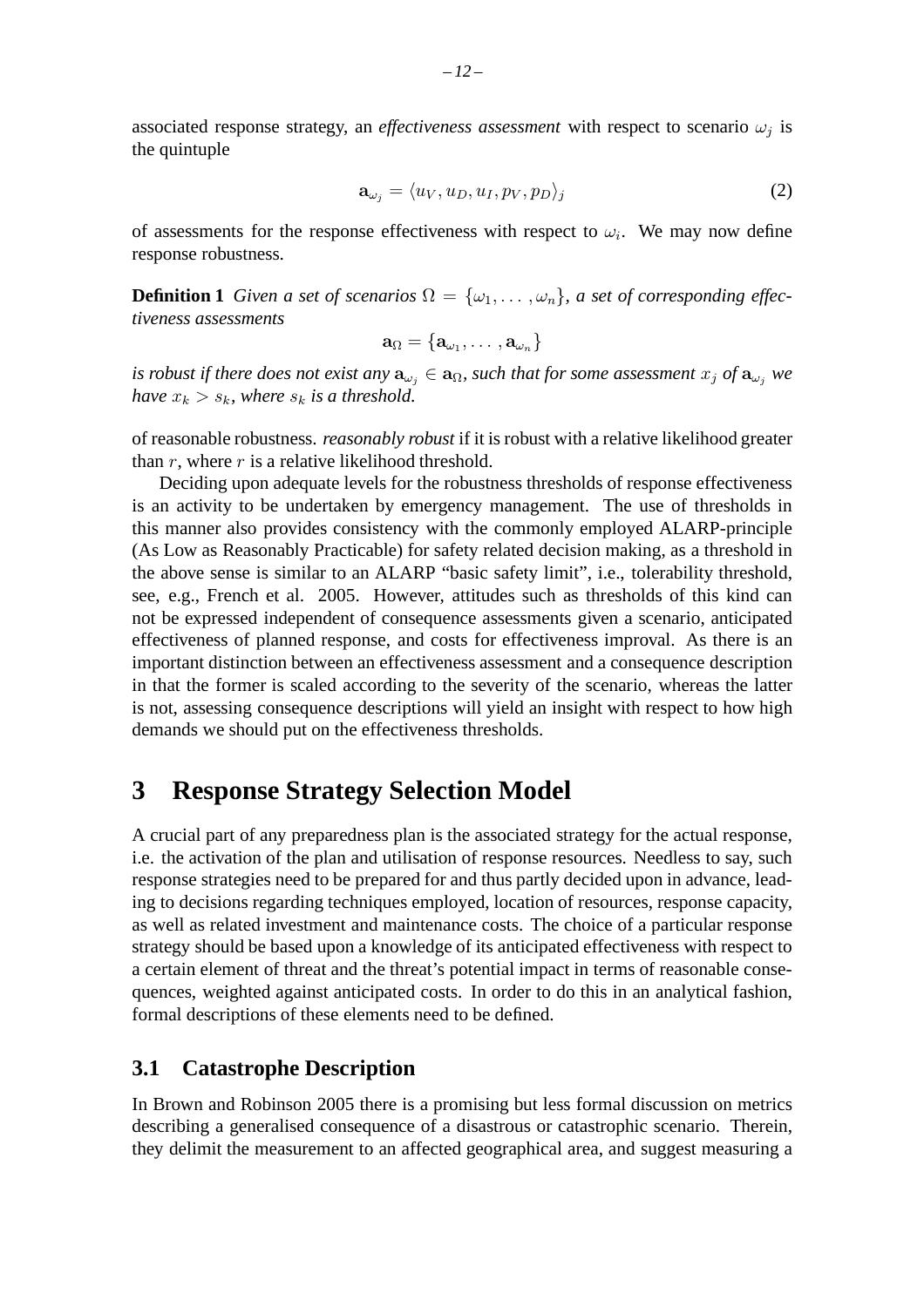associated response strategy, an *effectiveness assessment* with respect to scenario $\omega_j$ is the quintuple

$$\mathbf{a}_{\omega_j} = \langle u_V, u_D, u_I, p_V, p_D \rangle_j \tag{2}$$

of assessments for the response effectiveness with respect to $\omega_i$. We may now define response robustness.

**Definition 1** *Given a set of scenarios $\Omega = \{\omega_1, \ldots, \omega_n\}$, a set of corresponding effectiveness assessments*

$$\mathbf{a}_\Omega = \{\mathbf{a}_{\omega_1}, \ldots, \mathbf{a}_{\omega_n}\}$$

*is robust if there does not exist any $\mathbf{a}_{\omega_j} \in \mathbf{a}_\Omega$, such that for some assessment $x_j$ of $\mathbf{a}_{\omega_j}$ we have $x_k > s_k$, where $s_k$ is a threshold.*

of reasonable robustness. *reasonably robust* if it is robust with a relative likelihood greater than $r$, where $r$ is a relative likelihood threshold.

Deciding upon adequate levels for the robustness thresholds of response effectiveness is an activity to be undertaken by emergency management. The use of thresholds in this manner also provides consistency with the commonly employed ALARP-principle (As Low as Reasonably Practicable) for safety related decision making, as a threshold in the above sense is similar to an ALARP "basic safety limit", i.e., tolerability threshold, see, e.g., French et al. 2005. However, attitudes such as thresholds of this kind can not be expressed independent of consequence assessments given a scenario, anticipated effectiveness of planned response, and costs for effectiveness improval. As there is an important distinction between an effectiveness assessment and a consequence description in that the former is scaled according to the severity of the scenario, whereas the latter is not, assessing consequence descriptions will yield an insight with respect to how high demands we should put on the effectiveness thresholds.

# 3 Response Strategy Selection Model

A crucial part of any preparedness plan is the associated strategy for the actual response, i.e. the activation of the plan and utilisation of response resources. Needless to say, such response strategies need to be prepared for and thus partly decided upon in advance, leading to decisions regarding techniques employed, location of resources, response capacity, as well as related investment and maintenance costs. The choice of a particular response strategy should be based upon a knowledge of its anticipated effectiveness with respect to a certain element of threat and the threat's potential impact in terms of reasonable consequences, weighted against anticipated costs. In order to do this in an analytical fashion, formal descriptions of these elements need to be defined.

## 3.1 Catastrophe Description

In Brown and Robinson 2005 there is a promising but less formal discussion on metrics describing a generalised consequence of a disastrous or catastrophic scenario. Therein, they delimit the measurement to an affected geographical area, and suggest measuring a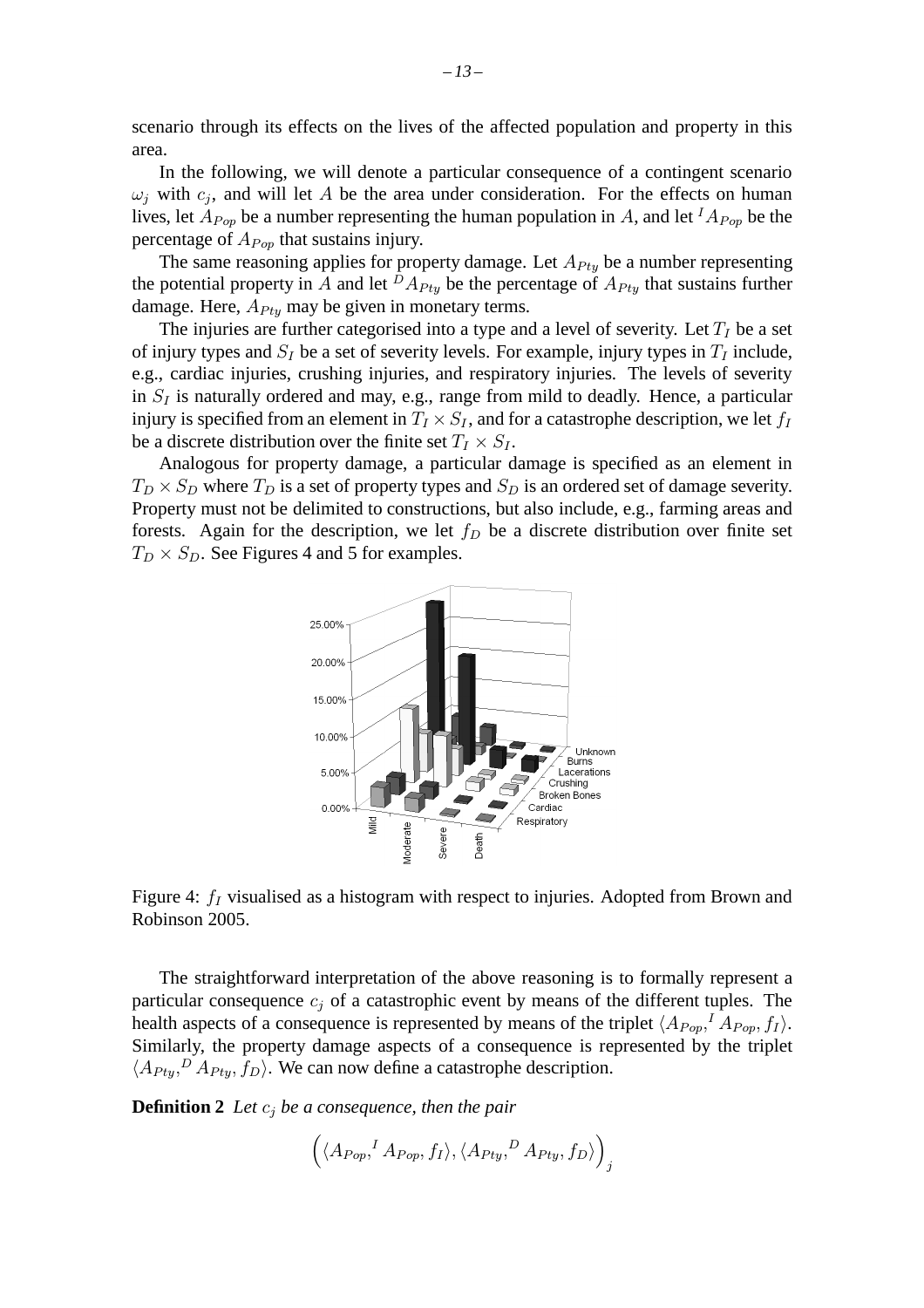scenario through its effects on the lives of the affected population and property in this area.

In the following, we will denote a particular consequence of a contingent scenario $\omega_j$ with $c_j$, and will let $A$ be the area under consideration. For the effects on human lives, let $A_{Pop}$ be a number representing the human population in $A$, and let ${}^{I}A_{Pop}$ be the percentage of $A_{Pop}$ that sustains injury.

The same reasoning applies for property damage. Let $A_{Pty}$ be a number representing the potential property in $A$ and let ${}^{D}A_{Pty}$ be the percentage of $A_{Pty}$ that sustains further damage. Here, $A_{Pty}$ may be given in monetary terms.

The injuries are further categorised into a type and a level of severity. Let $T_I$ be a set of injury types and $S_I$ be a set of severity levels. For example, injury types in $T_I$ include, e.g., cardiac injuries, crushing injuries, and respiratory injuries. The levels of severity in $S_I$ is naturally ordered and may, e.g., range from mild to deadly. Hence, a particular injury is specified from an element in $T_I \times S_I$, and for a catastrophe description, we let $f_I$ be a discrete distribution over the finite set $T_I \times S_I$.

Analogous for property damage, a particular damage is specified as an element in $T_D \times S_D$ where $T_D$ is a set of property types and $S_D$ is an ordered set of damage severity. Property must not be delimited to constructions, but also include, e.g., farming areas and forests. Again for the description, we let $f_D$ be a discrete distribution over finite set $T_D \times S_D$. See Figures 4 and 5 for examples.

Figure 4: $f_I$ visualised as a histogram with respect to injuries. Adopted from Brown and Robinson 2005.

The straightforward interpretation of the above reasoning is to formally represent a particular consequence $c_j$ of a catastrophic event by means of the different tuples. The health aspects of a consequence is represented by means of the triplet $\langle A_{Pop}, {}^{I}A_{Pop}, f_I \rangle$. Similarly, the property damage aspects of a consequence is represented by the triplet $\langle A_{Pty}, {}^{D}A_{Pty}, f_D \rangle$. We can now define a catastrophe description.

**Definition 2** *Let $c_j$ be a consequence, then the pair*

$$\Big( \langle A_{Pop}, {}^{I}A_{Pop}, f_I \rangle, \langle A_{Pty}, {}^{D}A_{Pty}, f_D \rangle \Big)_j$$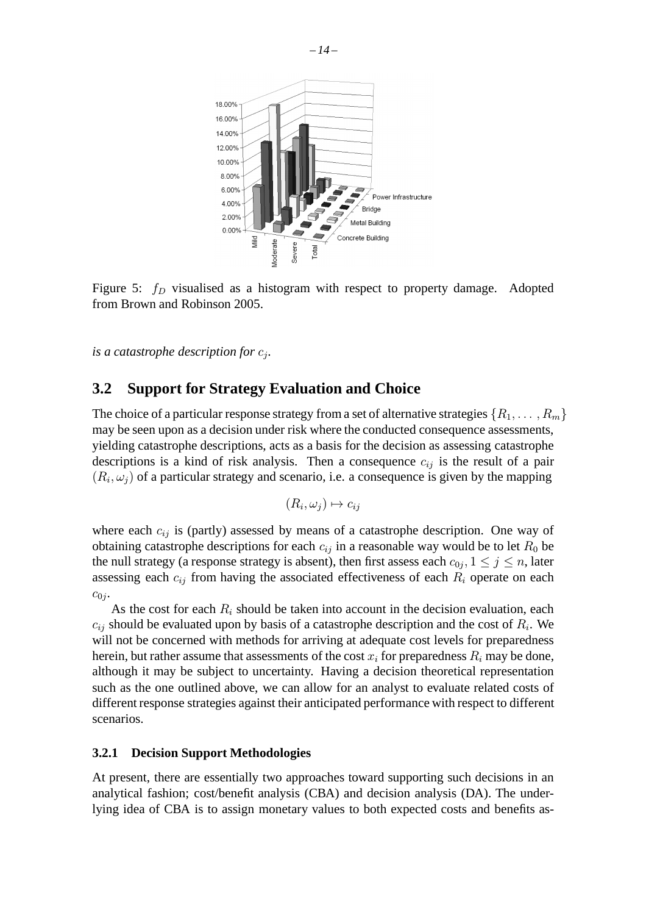Figure 5: $f_D$ visualised as a histogram with respect to property damage. Adopted from Brown and Robinson 2005.

*is a catastrophe description for* $c_j$.

## 3.2 Support for Strategy Evaluation and Choice

The choice of a particular response strategy from a set of alternative strategies $\{R_1, \ldots, R_m\}$ may be seen upon as a decision under risk where the conducted consequence assessments, yielding catastrophe descriptions, acts as a basis for the decision as assessing catastrophe descriptions is a kind of risk analysis. Then a consequence $c_{ij}$ is the result of a pair $(R_i, \omega_j)$ of a particular strategy and scenario, i.e. a consequence is given by the mapping

$$(R_i, \omega_j) \mapsto c_{ij}$$

where each $c_{ij}$ is (partly) assessed by means of a catastrophe description. One way of obtaining catastrophe descriptions for each $c_{ij}$ in a reasonable way would be to let $R_0$ be the null strategy (a response strategy is absent), then first assess each $c_{0j}, 1 \leq j \leq n$, later assessing each $c_{ij}$ from having the associated effectiveness of each $R_i$ operate on each $c_{0j}$.

As the cost for each $R_i$ should be taken into account in the decision evaluation, each $c_{ij}$ should be evaluated upon by basis of a catastrophe description and the cost of $R_i$. We will not be concerned with methods for arriving at adequate cost levels for preparedness herein, but rather assume that assessments of the cost $x_i$ for preparedness $R_i$ may be done, although it may be subject to uncertainty. Having a decision theoretical representation such as the one outlined above, we can allow for an analyst to evaluate related costs of different response strategies against their anticipated performance with respect to different scenarios.

### 3.2.1 Decision Support Methodologies

At present, there are essentially two approaches toward supporting such decisions in an analytical fashion; cost/benefit analysis (CBA) and decision analysis (DA). The underlying idea of CBA is to assign monetary values to both expected costs and benefits as-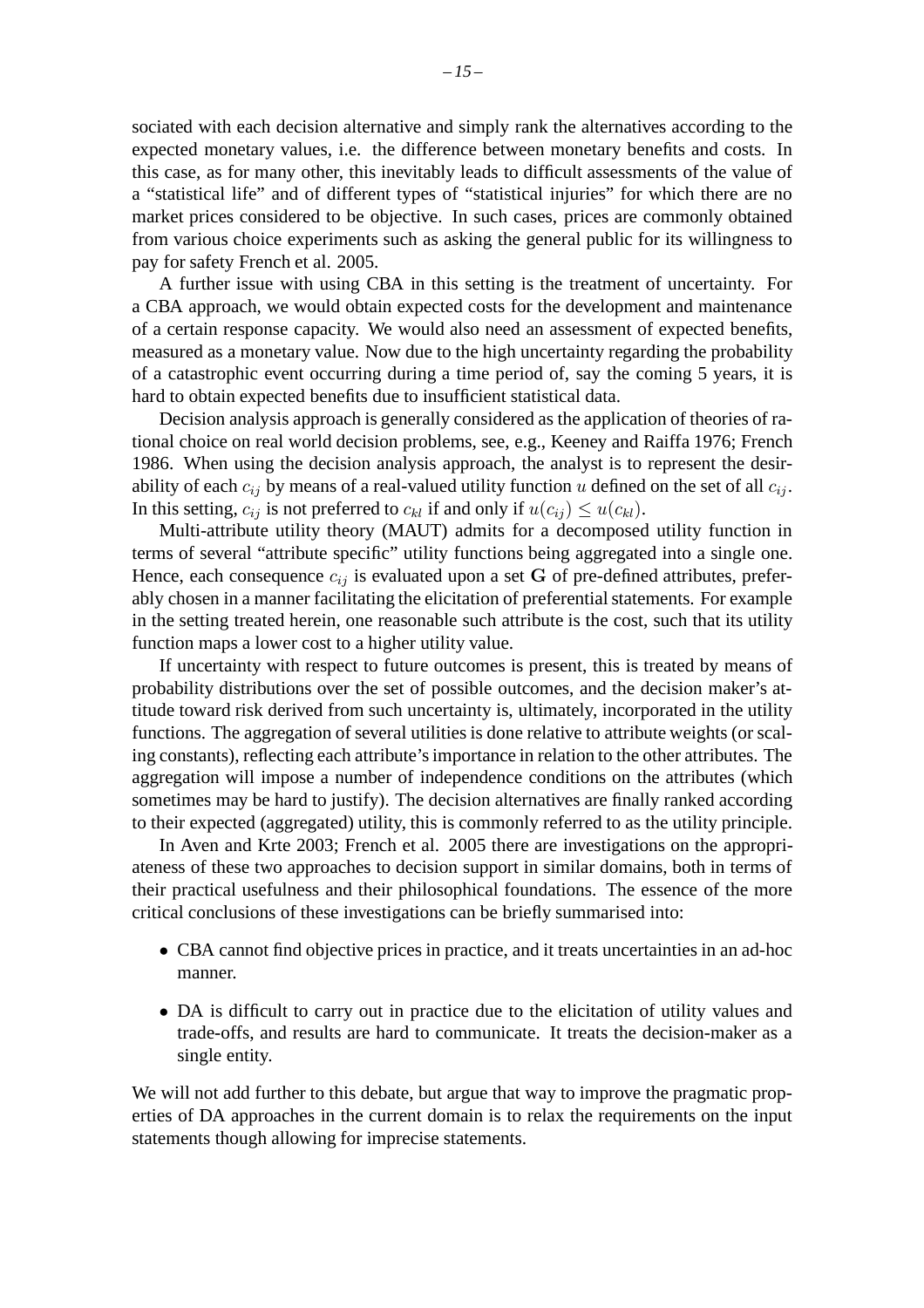sociated with each decision alternative and simply rank the alternatives according to the expected monetary values, i.e. the difference between monetary benefits and costs. In this case, as for many other, this inevitably leads to difficult assessments of the value of a "statistical life" and of different types of "statistical injuries" for which there are no market prices considered to be objective. In such cases, prices are commonly obtained from various choice experiments such as asking the general public for its willingness to pay for safety French et al. 2005.

A further issue with using CBA in this setting is the treatment of uncertainty. For a CBA approach, we would obtain expected costs for the development and maintenance of a certain response capacity. We would also need an assessment of expected benefits, measured as a monetary value. Now due to the high uncertainty regarding the probability of a catastrophic event occurring during a time period of, say the coming 5 years, it is hard to obtain expected benefits due to insufficient statistical data.

Decision analysis approach is generally considered as the application of theories of rational choice on real world decision problems, see, e.g., Keeney and Raiffa 1976; French 1986. When using the decision analysis approach, the analyst is to represent the desirability of each $c_{ij}$ by means of a real-valued utility function $u$ defined on the set of all $c_{ij}$. In this setting, $c_{ij}$ is not preferred to $c_{kl}$ if and only if $u(c_{ij}) \leq u(c_{kl})$.

Multi-attribute utility theory (MAUT) admits for a decomposed utility function in terms of several "attribute specific" utility functions being aggregated into a single one. Hence, each consequence $c_{ij}$ is evaluated upon a set $\mathbf{G}$ of pre-defined attributes, preferably chosen in a manner facilitating the elicitation of preferential statements. For example in the setting treated herein, one reasonable such attribute is the cost, such that its utility function maps a lower cost to a higher utility value.

If uncertainty with respect to future outcomes is present, this is treated by means of probability distributions over the set of possible outcomes, and the decision maker's attitude toward risk derived from such uncertainty is, ultimately, incorporated in the utility functions. The aggregation of several utilities is done relative to attribute weights (or scaling constants), reflecting each attribute's importance in relation to the other attributes. The aggregation will impose a number of independence conditions on the attributes (which sometimes may be hard to justify). The decision alternatives are finally ranked according to their expected (aggregated) utility, this is commonly referred to as the utility principle.

In Aven and Krte 2003; French et al. 2005 there are investigations on the appropriateness of these two approaches to decision support in similar domains, both in terms of their practical usefulness and their philosophical foundations. The essence of the more critical conclusions of these investigations can be briefly summarised into:

- CBA cannot find objective prices in practice, and it treats uncertainties in an ad-hoc manner.
- DA is difficult to carry out in practice due to the elicitation of utility values and trade-offs, and results are hard to communicate. It treats the decision-maker as a single entity.

We will not add further to this debate, but argue that way to improve the pragmatic properties of DA approaches in the current domain is to relax the requirements on the input statements though allowing for imprecise statements.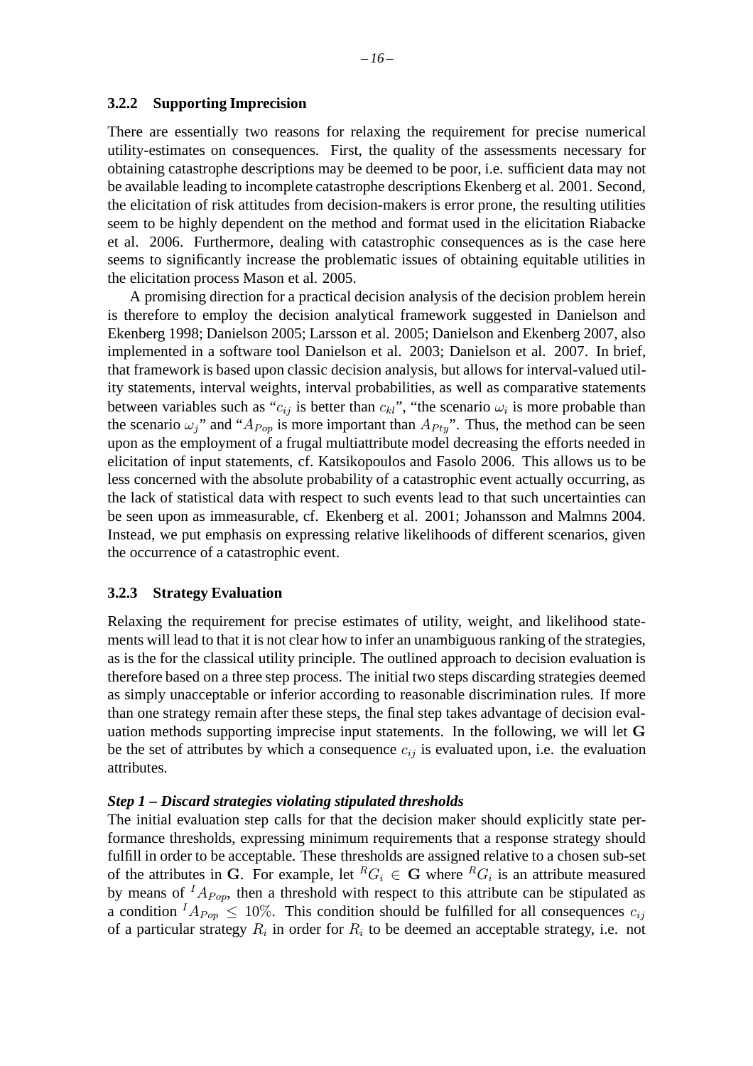### 3.2.2 Supporting Imprecision

There are essentially two reasons for relaxing the requirement for precise numerical utility-estimates on consequences. First, the quality of the assessments necessary for obtaining catastrophe descriptions may be deemed to be poor, i.e. sufficient data may not be available leading to incomplete catastrophe descriptions Ekenberg et al. 2001. Second, the elicitation of risk attitudes from decision-makers is error prone, the resulting utilities seem to be highly dependent on the method and format used in the elicitation Riabacke et al. 2006. Furthermore, dealing with catastrophic consequences as is the case here seems to significantly increase the problematic issues of obtaining equitable utilities in the elicitation process Mason et al. 2005.

A promising direction for a practical decision analysis of the decision problem herein is therefore to employ the decision analytical framework suggested in Danielson and Ekenberg 1998; Danielson 2005; Larsson et al. 2005; Danielson and Ekenberg 2007, also implemented in a software tool Danielson et al. 2003; Danielson et al. 2007. In brief, that framework is based upon classic decision analysis, but allows for interval-valued utility statements, interval weights, interval probabilities, as well as comparative statements between variables such as "$c_{ij}$ is better than $c_{kl}$", "the scenario $\omega_i$ is more probable than the scenario $\omega_j$" and "$A_{Pop}$ is more important than $A_{Pty}$". Thus, the method can be seen upon as the employment of a frugal multiattribute model decreasing the efforts needed in elicitation of input statements, cf. Katsikopoulos and Fasolo 2006. This allows us to be less concerned with the absolute probability of a catastrophic event actually occurring, as the lack of statistical data with respect to such events lead to that such uncertainties can be seen upon as immeasurable, cf. Ekenberg et al. 2001; Johansson and Malmns 2004. Instead, we put emphasis on expressing relative likelihoods of different scenarios, given the occurrence of a catastrophic event.

### 3.2.3 Strategy Evaluation

Relaxing the requirement for precise estimates of utility, weight, and likelihood statements will lead to that it is not clear how to infer an unambiguous ranking of the strategies, as is the for the classical utility principle. The outlined approach to decision evaluation is therefore based on a three step process. The initial two steps discarding strategies deemed as simply unacceptable or inferior according to reasonable discrimination rules. If more than one strategy remain after these steps, the final step takes advantage of decision evaluation methods supporting imprecise input statements. In the following, we will let $\mathbf{G}$ be the set of attributes by which a consequence $c_{ij}$ is evaluated upon, i.e. the evaluation attributes.

***Step 1 – Discard strategies violating stipulated thresholds***

The initial evaluation step calls for that the decision maker should explicitly state performance thresholds, expressing minimum requirements that a response strategy should fulfill in order to be acceptable. These thresholds are assigned relative to a chosen sub-set of the attributes in $\mathbf{G}$. For example, let ${}^{R}G_i \in \mathbf{G}$ where ${}^{R}G_i$ is an attribute measured by means of ${}^{I}A_{Pop}$, then a threshold with respect to this attribute can be stipulated as a condition ${}^{I}A_{Pop} \leq 10\%$. This condition should be fulfilled for all consequences $c_{ij}$ of a particular strategy $R_i$ in order for $R_i$ to be deemed an acceptable strategy, i.e. not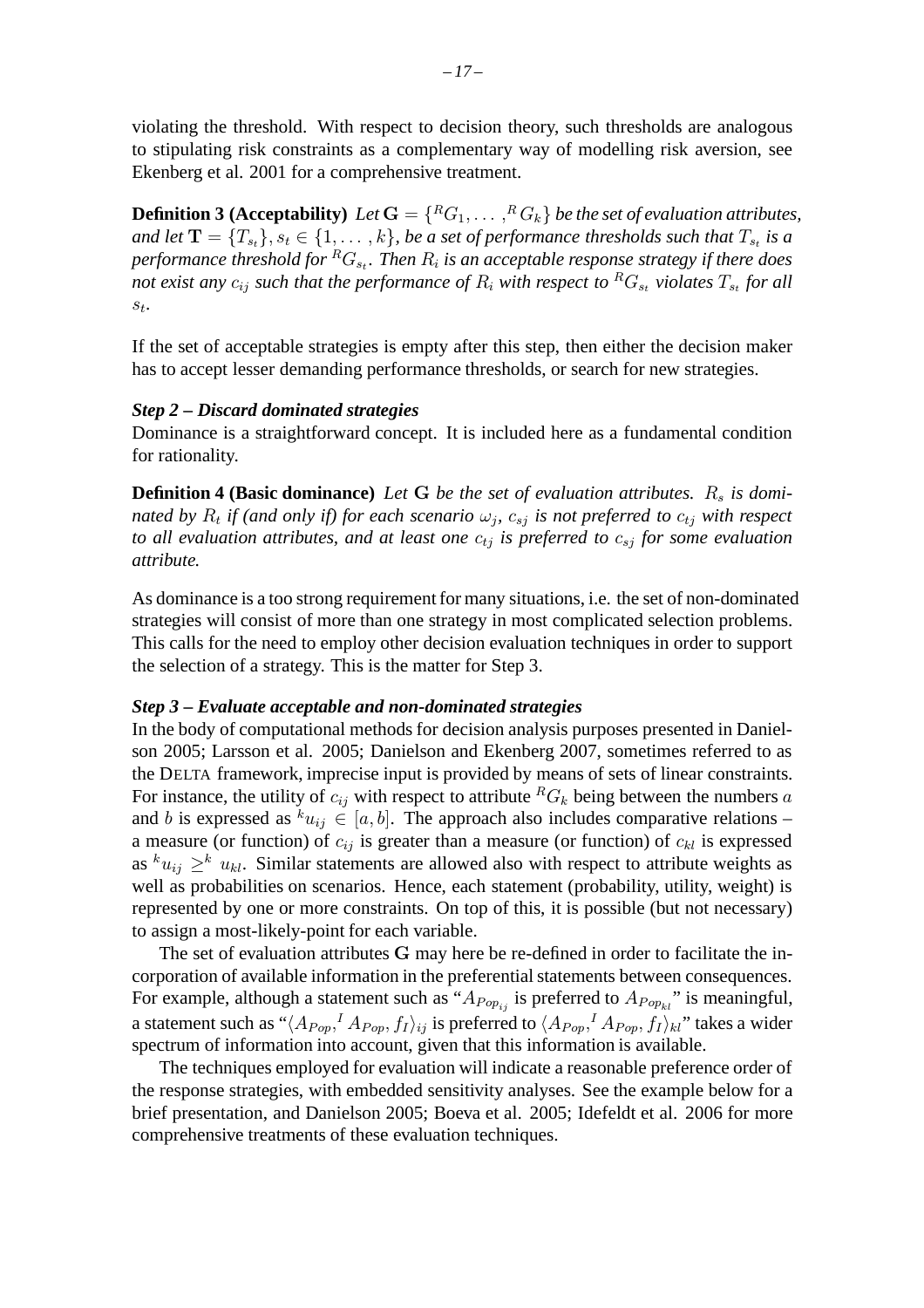violating the threshold. With respect to decision theory, such thresholds are analogous to stipulating risk constraints as a complementary way of modelling risk aversion, see Ekenberg et al. 2001 for a comprehensive treatment.

**Definition 3 (Acceptability)** *Let* $\mathbf{G} = \{^R G_1, \ldots, ^R G_k\}$ *be the set of evaluation attributes, and let* $\mathbf{T} = \{T_{s_t}\}, s_t \in \{1, \ldots, k\}$*, be a set of performance thresholds such that* $T_{s_t}$ *is a performance threshold for* $^R G_{s_t}$*. Then* $R_i$ *is an acceptable response strategy if there does not exist any* $c_{ij}$ *such that the performance of* $R_i$ *with respect to* $^R G_{s_t}$ *violates* $T_{s_t}$ *for all* $s_t$*.*

If the set of acceptable strategies is empty after this step, then either the decision maker has to accept lesser demanding performance thresholds, or search for new strategies.

***Step 2 – Discard dominated strategies***

Dominance is a straightforward concept. It is included here as a fundamental condition for rationality.

**Definition 4 (Basic dominance)** *Let* $\mathbf{G}$ *be the set of evaluation attributes.* $R_s$ *is dominated by* $R_t$ *if (and only if) for each scenario* $\omega_j$*,* $c_{sj}$ *is not preferred to* $c_{tj}$ *with respect to all evaluation attributes, and at least one* $c_{tj}$ *is preferred to* $c_{sj}$ *for some evaluation attribute.*

As dominance is a too strong requirement for many situations, i.e. the set of non-dominated strategies will consist of more than one strategy in most complicated selection problems. This calls for the need to employ other decision evaluation techniques in order to support the selection of a strategy. This is the matter for Step 3.

***Step 3 – Evaluate acceptable and non-dominated strategies***

In the body of computational methods for decision analysis purposes presented in Danielson 2005; Larsson et al. 2005; Danielson and Ekenberg 2007, sometimes referred to as the DELTA framework, imprecise input is provided by means of sets of linear constraints. For instance, the utility of $c_{ij}$ with respect to attribute $^R G_k$ being between the numbers $a$ and $b$ is expressed as $^k u_{ij} \in [a, b]$. The approach also includes comparative relations – a measure (or function) of $c_{ij}$ is greater than a measure (or function) of $c_{kl}$ is expressed as $^k u_{ij} \geq^k u_{kl}$. Similar statements are allowed also with respect to attribute weights as well as probabilities on scenarios. Hence, each statement (probability, utility, weight) is represented by one or more constraints. On top of this, it is possible (but not necessary) to assign a most-likely-point for each variable.

The set of evaluation attributes $\mathbf{G}$ may here be re-defined in order to facilitate the incorporation of available information in the preferential statements between consequences. For example, although a statement such as "$A_{Pop_{ij}}$ is preferred to $A_{Pop_{kl}}$" is meaningful, a statement such as "$\langle A_{Pop}, ^I A_{Pop}, f_I \rangle_{ij}$ is preferred to $\langle A_{Pop}, ^I A_{Pop}, f_I \rangle_{kl}$" takes a wider spectrum of information into account, given that this information is available.

The techniques employed for evaluation will indicate a reasonable preference order of the response strategies, with embedded sensitivity analyses. See the example below for a brief presentation, and Danielson 2005; Boeva et al. 2005; Idefeldt et al. 2006 for more comprehensive treatments of these evaluation techniques.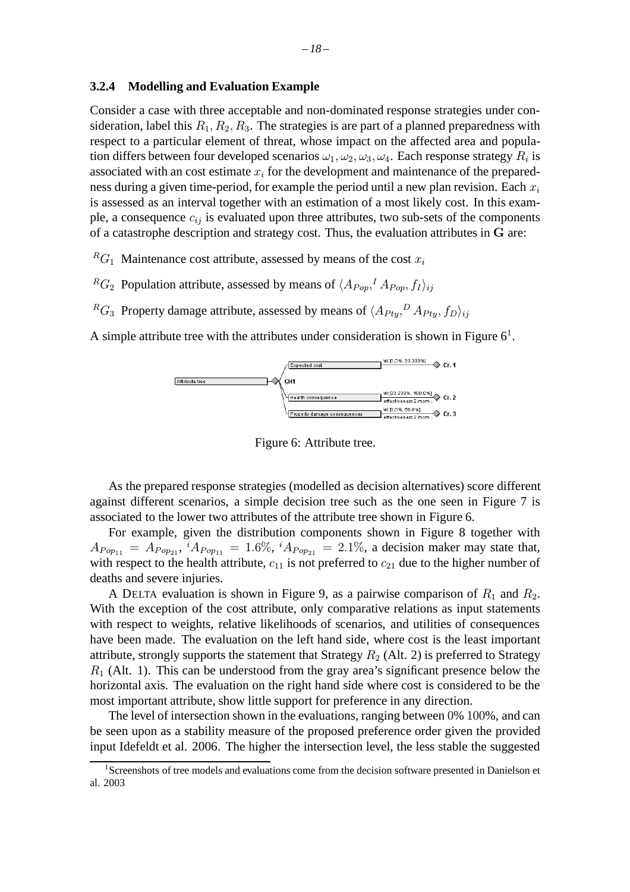### 3.2.4 Modelling and Evaluation Example

Consider a case with three acceptable and non-dominated response strategies under consideration, label this $R_1, R_2, R_3$. The strategies is are part of a planned preparedness with respect to a particular element of threat, whose impact on the affected area and population differs between four developed scenarios $\omega_1, \omega_2, \omega_3, \omega_4$. Each response strategy $R_i$ is associated with an cost estimate $x_i$ for the development and maintenance of the preparedness during a given time-period, for example the period until a new plan revision. Each $x_i$ is assessed as an interval together with an estimation of a most likely cost. In this example, a consequence $c_{ij}$ is evaluated upon three attributes, two sub-sets of the components of a catastrophe description and strategy cost. Thus, the evaluation attributes in $\mathbf{G}$ are:

${}^{R}G_1$ Maintenance cost attribute, assessed by means of the cost $x_i$

${}^{R}G_2$ Population attribute, assessed by means of $\langle A_{Pop}, {}^{I}A_{Pop}, f_I \rangle_{ij}$

${}^{R}G_3$ Property damage attribute, assessed by means of $\langle A_{Pty}, {}^{D}A_{Pty}, f_D \rangle_{ij}$

A simple attribute tree with the attributes under consideration is shown in Figure 6[1].

Figure 6: Attribute tree.

As the prepared response strategies (modelled as decision alternatives) score different against different scenarios, a simple decision tree such as the one seen in Figure 7 is associated to the lower two attributes of the attribute tree shown in Figure 6.

For example, given the distribution components shown in Figure 8 together with $A_{Pop_{11}} = A_{Pop_{21}}$, ${}^{i}A_{Pop_{11}} = 1.6\%$, ${}^{i}A_{Pop_{21}} = 2.1\%$, a decision maker may state that, with respect to the health attribute, $c_{11}$ is not preferred to $c_{21}$ due to the higher number of deaths and severe injuries.

A DELTA evaluation is shown in Figure 9, as a pairwise comparison of $R_1$ and $R_2$. With the exception of the cost attribute, only comparative relations as input statements with respect to weights, relative likelihoods of scenarios, and utilities of consequences have been made. The evaluation on the left hand side, where cost is the least important attribute, strongly supports the statement that Strategy $R_2$ (Alt. 2) is preferred to Strategy $R_1$ (Alt. 1). This can be understood from the gray area's significant presence below the horizontal axis. The evaluation on the right hand side where cost is considered to be the most important attribute, show little support for preference in any direction.

The level of intersection shown in the evaluations, ranging between 0% 100%, and can be seen upon as a stability measure of the proposed preference order given the provided input Idefeldt et al. 2006. The higher the intersection level, the less stable the suggested

[1] Screenshots of tree models and evaluations come from the decision software presented in Danielson et al. 2003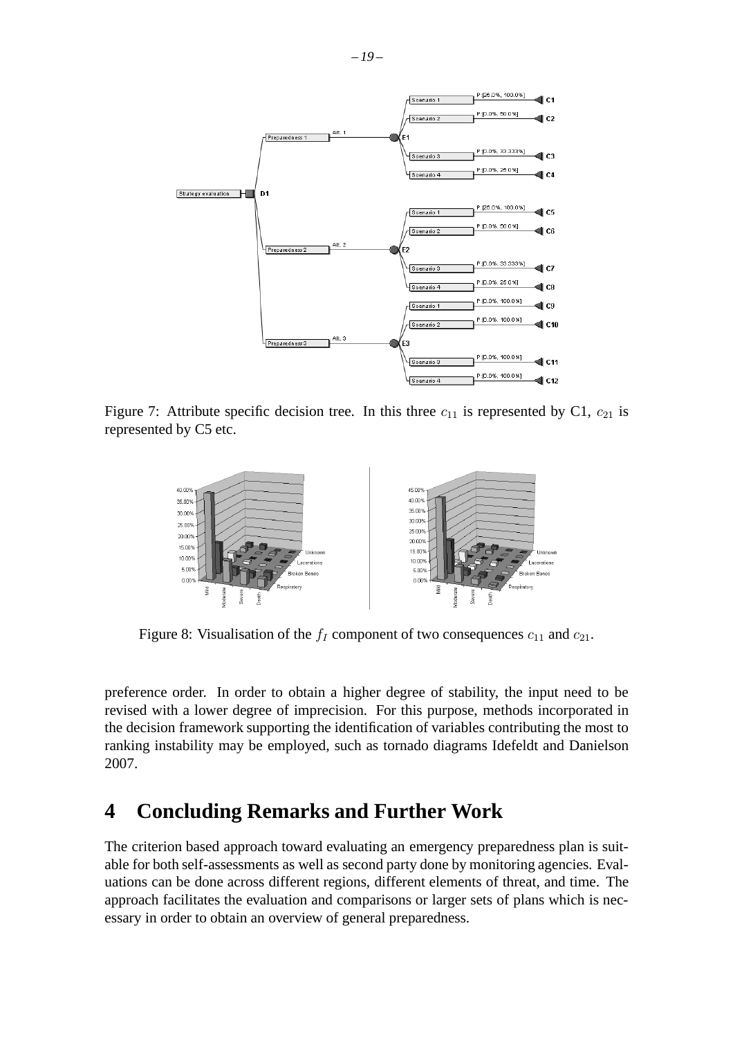Figure 7: Attribute specific decision tree. In this three $c_{11}$ is represented by C1, $c_{21}$ is represented by C5 etc.

Figure 8: Visualisation of the $f_I$ component of two consequences $c_{11}$ and $c_{21}$.

preference order. In order to obtain a higher degree of stability, the input need to be revised with a lower degree of imprecision. For this purpose, methods incorporated in the decision framework supporting the identification of variables contributing the most to ranking instability may be employed, such as tornado diagrams Idefeldt and Danielson 2007.

# 4 Concluding Remarks and Further Work

The criterion based approach toward evaluating an emergency preparedness plan is suitable for both self-assessments as well as second party done by monitoring agencies. Evaluations can be done across different regions, different elements of threat, and time. The approach facilitates the evaluation and comparisons or larger sets of plans which is necessary in order to obtain an overview of general preparedness.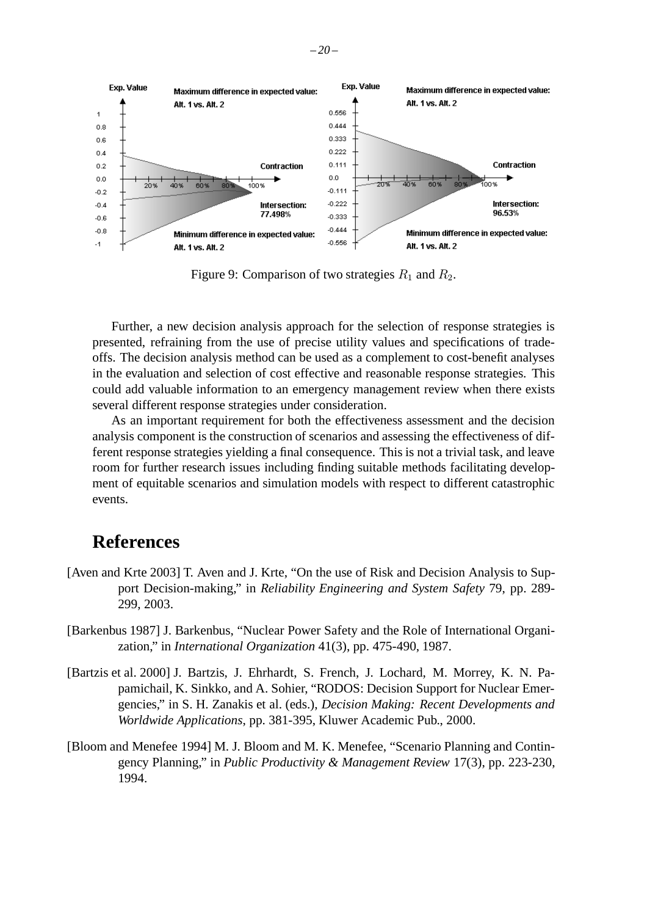Figure 9: Comparison of two strategies $R_1$ and $R_2$.

Further, a new decision analysis approach for the selection of response strategies is presented, refraining from the use of precise utility values and specifications of trade-offs. The decision analysis method can be used as a complement to cost-benefit analyses in the evaluation and selection of cost effective and reasonable response strategies. This could add valuable information to an emergency management review when there exists several different response strategies under consideration.

As an important requirement for both the effectiveness assessment and the decision analysis component is the construction of scenarios and assessing the effectiveness of different response strategies yielding a final consequence. This is not a trivial task, and leave room for further research issues including finding suitable methods facilitating development of equitable scenarios and simulation models with respect to different catastrophic events.

# References

[Aven and Krte 2003] T. Aven and J. Krte, "On the use of Risk and Decision Analysis to Support Decision-making," in *Reliability Engineering and System Safety* 79, pp. 289-299, 2003.

[Barkenbus 1987] J. Barkenbus, "Nuclear Power Safety and the Role of International Organization," in *International Organization* 41(3), pp. 475-490, 1987.

[Bartzis et al. 2000] J. Bartzis, J. Ehrhardt, S. French, J. Lochard, M. Morrey, K. N. Papamichail, K. Sinkko, and A. Sohier, "RODOS: Decision Support for Nuclear Emergencies," in S. H. Zanakis et al. (eds.), *Decision Making: Recent Developments and Worldwide Applications*, pp. 381-395, Kluwer Academic Pub., 2000.

[Bloom and Menefee 1994] M. J. Bloom and M. K. Menefee, "Scenario Planning and Contingency Planning," in *Public Productivity & Management Review* 17(3), pp. 223-230, 1994.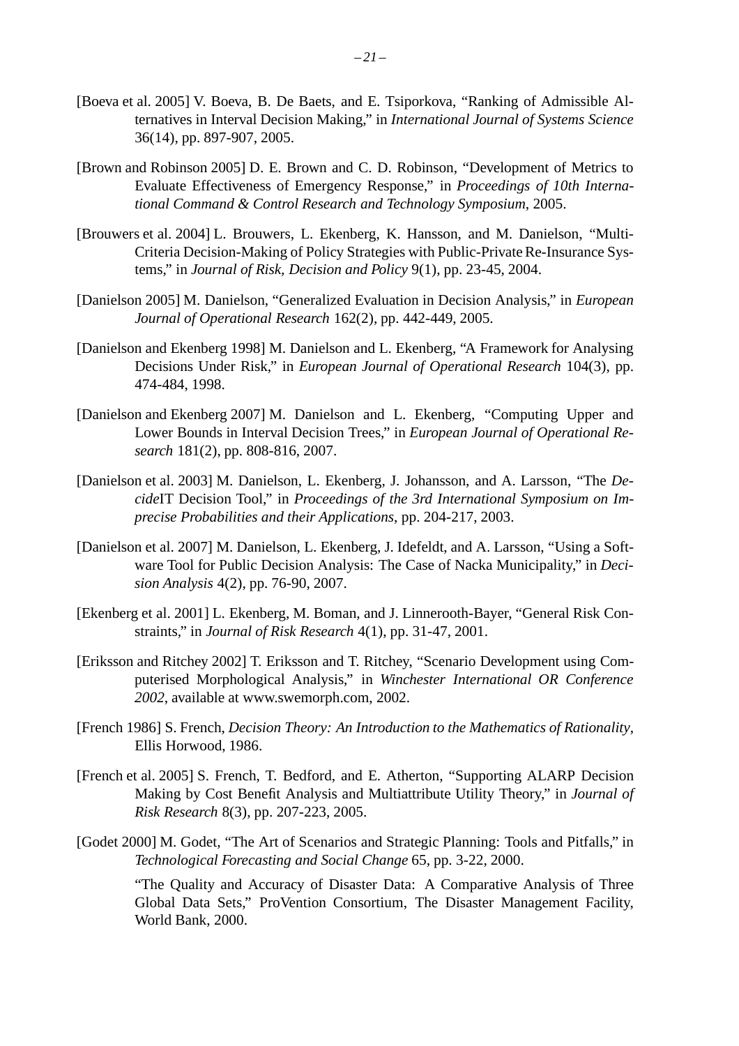[Boeva et al. 2005] V. Boeva, B. De Baets, and E. Tsiporkova, "Ranking of Admissible Alternatives in Interval Decision Making," in *International Journal of Systems Science* 36(14), pp. 897-907, 2005.

[Brown and Robinson 2005] D. E. Brown and C. D. Robinson, "Development of Metrics to Evaluate Effectiveness of Emergency Response," in *Proceedings of 10th International Command & Control Research and Technology Symposium*, 2005.

[Brouwers et al. 2004] L. Brouwers, L. Ekenberg, K. Hansson, and M. Danielson, "Multi-Criteria Decision-Making of Policy Strategies with Public-Private Re-Insurance Systems," in *Journal of Risk, Decision and Policy* 9(1), pp. 23-45, 2004.

[Danielson 2005] M. Danielson, "Generalized Evaluation in Decision Analysis," in *European Journal of Operational Research* 162(2), pp. 442-449, 2005.

[Danielson and Ekenberg 1998] M. Danielson and L. Ekenberg, "A Framework for Analysing Decisions Under Risk," in *European Journal of Operational Research* 104(3), pp. 474-484, 1998.

[Danielson and Ekenberg 2007] M. Danielson and L. Ekenberg, "Computing Upper and Lower Bounds in Interval Decision Trees," in *European Journal of Operational Research* 181(2), pp. 808-816, 2007.

[Danielson et al. 2003] M. Danielson, L. Ekenberg, J. Johansson, and A. Larsson, "The *Decide*IT Decision Tool," in *Proceedings of the 3rd International Symposium on Imprecise Probabilities and their Applications*, pp. 204-217, 2003.

[Danielson et al. 2007] M. Danielson, L. Ekenberg, J. Idefeldt, and A. Larsson, "Using a Software Tool for Public Decision Analysis: The Case of Nacka Municipality," in *Decision Analysis* 4(2), pp. 76-90, 2007.

[Ekenberg et al. 2001] L. Ekenberg, M. Boman, and J. Linnerooth-Bayer, "General Risk Constraints," in *Journal of Risk Research* 4(1), pp. 31-47, 2001.

[Eriksson and Ritchey 2002] T. Eriksson and T. Ritchey, "Scenario Development using Computerised Morphological Analysis," in *Winchester International OR Conference 2002*, available at www.swemorph.com, 2002.

[French 1986] S. French, *Decision Theory: An Introduction to the Mathematics of Rationality*, Ellis Horwood, 1986.

[French et al. 2005] S. French, T. Bedford, and E. Atherton, "Supporting ALARP Decision Making by Cost Benefit Analysis and Multiattribute Utility Theory," in *Journal of Risk Research* 8(3), pp. 207-223, 2005.

[Godet 2000] M. Godet, "The Art of Scenarios and Strategic Planning: Tools and Pitfalls," in *Technological Forecasting and Social Change* 65, pp. 3-22, 2000.

"The Quality and Accuracy of Disaster Data: A Comparative Analysis of Three Global Data Sets," ProVention Consortium, The Disaster Management Facility, World Bank, 2000.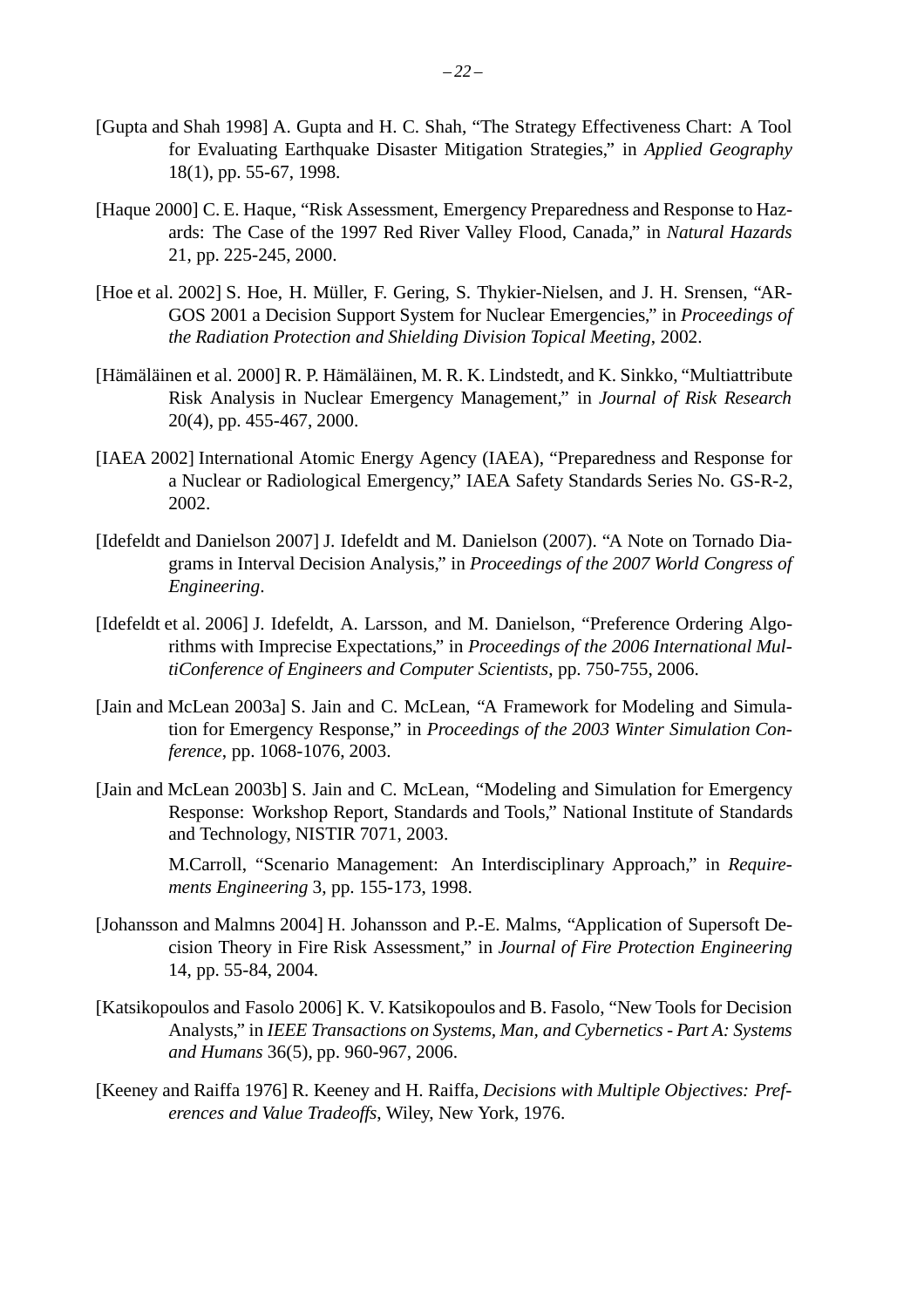[Gupta and Shah 1998] A. Gupta and H. C. Shah, "The Strategy Effectiveness Chart: A Tool for Evaluating Earthquake Disaster Mitigation Strategies," in *Applied Geography* 18(1), pp. 55-67, 1998.

[Haque 2000] C. E. Haque, "Risk Assessment, Emergency Preparedness and Response to Hazards: The Case of the 1997 Red River Valley Flood, Canada," in *Natural Hazards* 21, pp. 225-245, 2000.

[Hoe et al. 2002] S. Hoe, H. Müller, F. Gering, S. Thykier-Nielsen, and J. H. Srensen, "ARGOS 2001 a Decision Support System for Nuclear Emergencies," in *Proceedings of the Radiation Protection and Shielding Division Topical Meeting*, 2002.

[Hämäläinen et al. 2000] R. P. Hämäläinen, M. R. K. Lindstedt, and K. Sinkko, "Multiattribute Risk Analysis in Nuclear Emergency Management," in *Journal of Risk Research* 20(4), pp. 455-467, 2000.

[IAEA 2002] International Atomic Energy Agency (IAEA), "Preparedness and Response for a Nuclear or Radiological Emergency," IAEA Safety Standards Series No. GS-R-2, 2002.

[Idefeldt and Danielson 2007] J. Idefeldt and M. Danielson (2007). "A Note on Tornado Diagrams in Interval Decision Analysis," in *Proceedings of the 2007 World Congress of Engineering*.

[Idefeldt et al. 2006] J. Idefeldt, A. Larsson, and M. Danielson, "Preference Ordering Algorithms with Imprecise Expectations," in *Proceedings of the 2006 International MultiConference of Engineers and Computer Scientists*, pp. 750-755, 2006.

[Jain and McLean 2003a] S. Jain and C. McLean, "A Framework for Modeling and Simulation for Emergency Response," in *Proceedings of the 2003 Winter Simulation Conference*, pp. 1068-1076, 2003.

[Jain and McLean 2003b] S. Jain and C. McLean, "Modeling and Simulation for Emergency Response: Workshop Report, Standards and Tools," National Institute of Standards and Technology, NISTIR 7071, 2003.

M.Carroll, "Scenario Management: An Interdisciplinary Approach," in *Requirements Engineering* 3, pp. 155-173, 1998.

[Johansson and Malmns 2004] H. Johansson and P.-E. Malms, "Application of Supersoft Decision Theory in Fire Risk Assessment," in *Journal of Fire Protection Engineering* 14, pp. 55-84, 2004.

[Katsikopoulos and Fasolo 2006] K. V. Katsikopoulos and B. Fasolo, "New Tools for Decision Analysts," in *IEEE Transactions on Systems, Man, and Cybernetics - Part A: Systems and Humans* 36(5), pp. 960-967, 2006.

[Keeney and Raiffa 1976] R. Keeney and H. Raiffa, *Decisions with Multiple Objectives: Preferences and Value Tradeoffs*, Wiley, New York, 1976.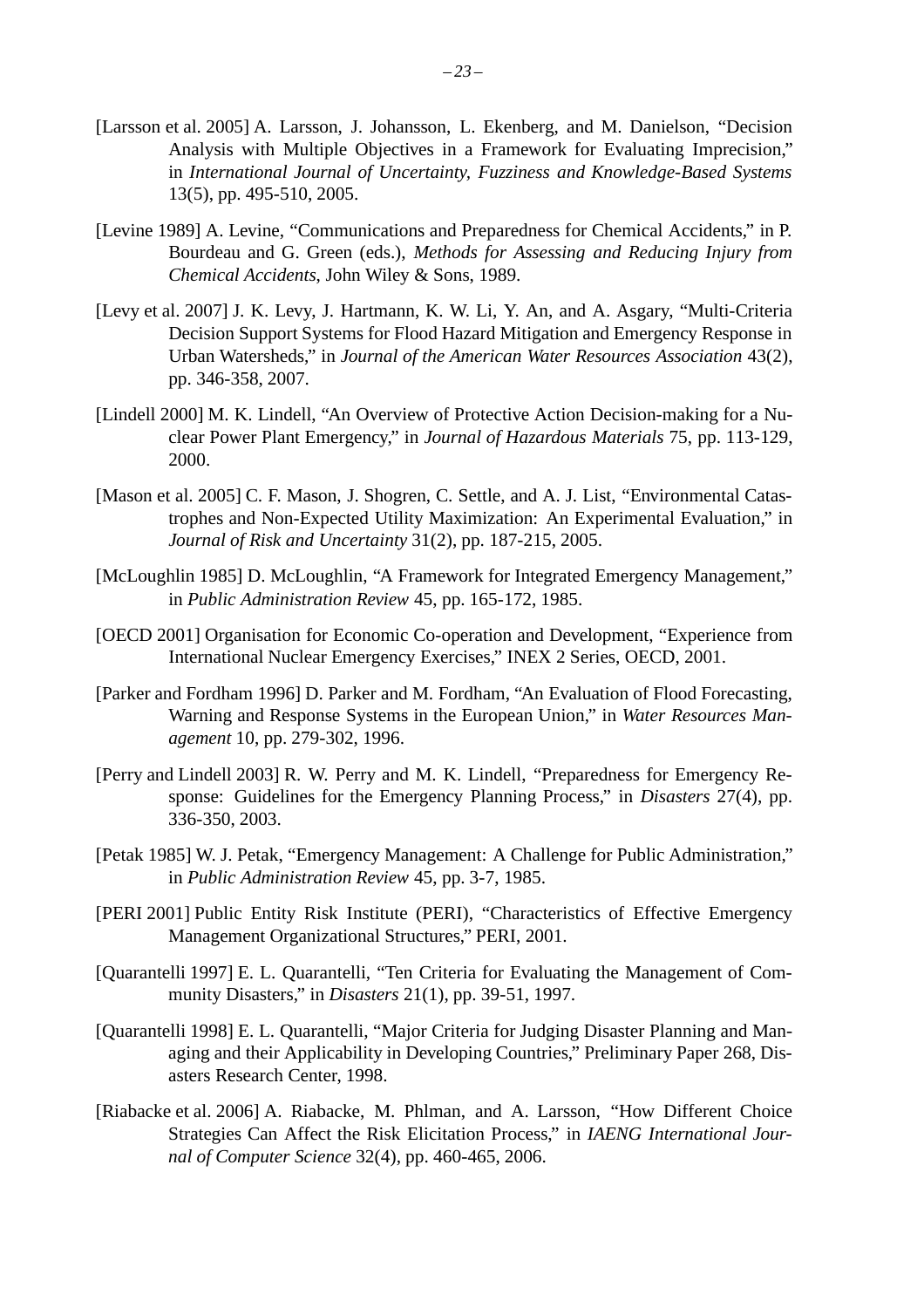[Larsson et al. 2005] A. Larsson, J. Johansson, L. Ekenberg, and M. Danielson, "Decision Analysis with Multiple Objectives in a Framework for Evaluating Imprecision," in *International Journal of Uncertainty, Fuzziness and Knowledge-Based Systems* 13(5), pp. 495-510, 2005.

[Levine 1989] A. Levine, "Communications and Preparedness for Chemical Accidents," in P. Bourdeau and G. Green (eds.), *Methods for Assessing and Reducing Injury from Chemical Accidents*, John Wiley & Sons, 1989.

[Levy et al. 2007] J. K. Levy, J. Hartmann, K. W. Li, Y. An, and A. Asgary, "Multi-Criteria Decision Support Systems for Flood Hazard Mitigation and Emergency Response in Urban Watersheds," in *Journal of the American Water Resources Association* 43(2), pp. 346-358, 2007.

[Lindell 2000] M. K. Lindell, "An Overview of Protective Action Decision-making for a Nuclear Power Plant Emergency," in *Journal of Hazardous Materials* 75, pp. 113-129, 2000.

[Mason et al. 2005] C. F. Mason, J. Shogren, C. Settle, and A. J. List, "Environmental Catastrophes and Non-Expected Utility Maximization: An Experimental Evaluation," in *Journal of Risk and Uncertainty* 31(2), pp. 187-215, 2005.

[McLoughlin 1985] D. McLoughlin, "A Framework for Integrated Emergency Management," in *Public Administration Review* 45, pp. 165-172, 1985.

[OECD 2001] Organisation for Economic Co-operation and Development, "Experience from International Nuclear Emergency Exercises," INEX 2 Series, OECD, 2001.

[Parker and Fordham 1996] D. Parker and M. Fordham, "An Evaluation of Flood Forecasting, Warning and Response Systems in the European Union," in *Water Resources Management* 10, pp. 279-302, 1996.

[Perry and Lindell 2003] R. W. Perry and M. K. Lindell, "Preparedness for Emergency Response: Guidelines for the Emergency Planning Process," in *Disasters* 27(4), pp. 336-350, 2003.

[Petak 1985] W. J. Petak, "Emergency Management: A Challenge for Public Administration," in *Public Administration Review* 45, pp. 3-7, 1985.

[PERI 2001] Public Entity Risk Institute (PERI), "Characteristics of Effective Emergency Management Organizational Structures," PERI, 2001.

[Quarantelli 1997] E. L. Quarantelli, "Ten Criteria for Evaluating the Management of Community Disasters," in *Disasters* 21(1), pp. 39-51, 1997.

[Quarantelli 1998] E. L. Quarantelli, "Major Criteria for Judging Disaster Planning and Managing and their Applicability in Developing Countries," Preliminary Paper 268, Disasters Research Center, 1998.

[Riabacke et al. 2006] A. Riabacke, M. Phlman, and A. Larsson, "How Different Choice Strategies Can Affect the Risk Elicitation Process," in *IAENG International Journal of Computer Science* 32(4), pp. 460-465, 2006.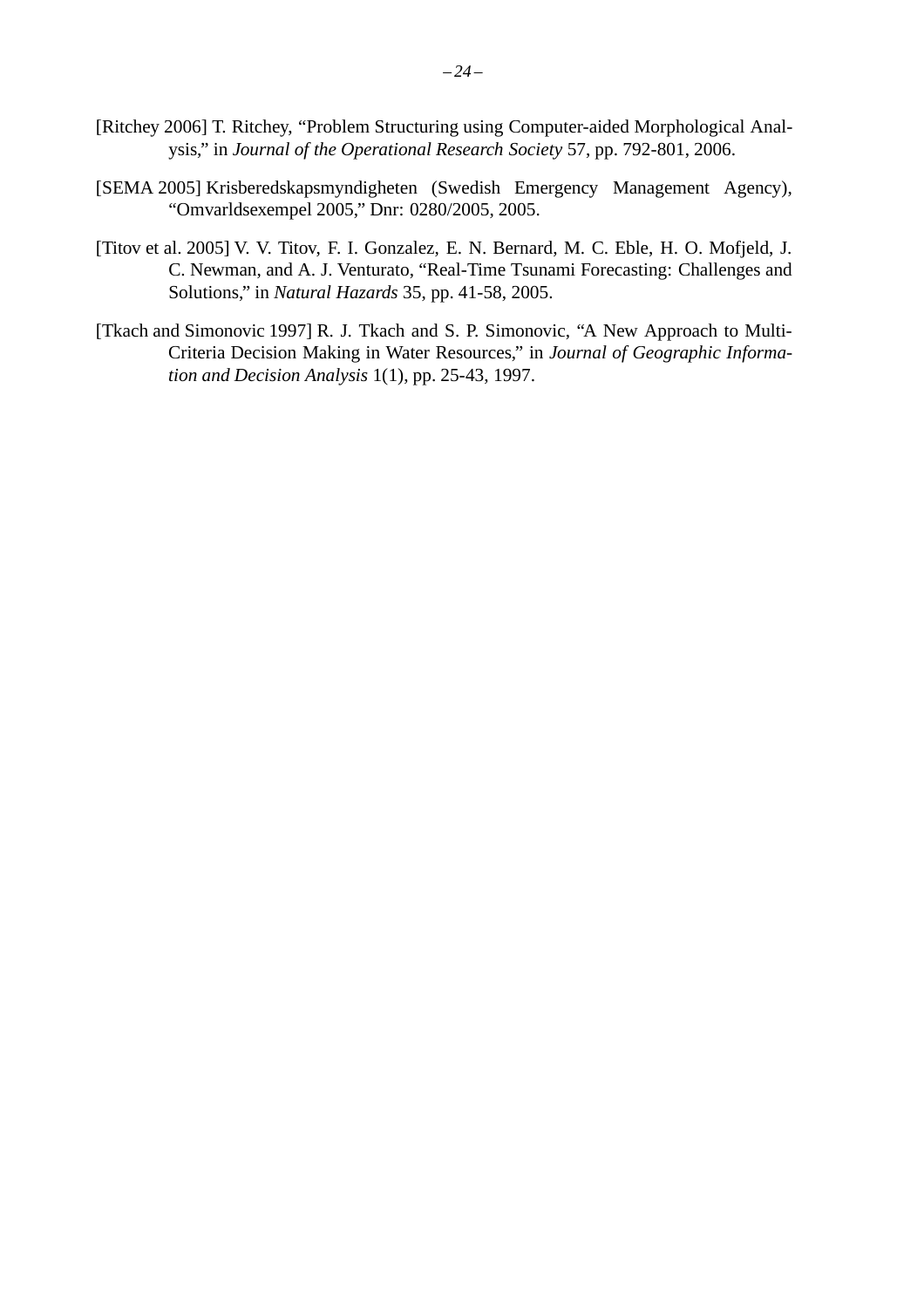[Ritchey 2006] T. Ritchey, "Problem Structuring using Computer-aided Morphological Analysis," in *Journal of the Operational Research Society* 57, pp. 792-801, 2006.

[SEMA 2005] Krisberedskapsmyndigheten (Swedish Emergency Management Agency), "Omvarldsexempel 2005," Dnr: 0280/2005, 2005.

[Titov et al. 2005] V. V. Titov, F. I. Gonzalez, E. N. Bernard, M. C. Eble, H. O. Mofjeld, J. C. Newman, and A. J. Venturato, "Real-Time Tsunami Forecasting: Challenges and Solutions," in *Natural Hazards* 35, pp. 41-58, 2005.

[Tkach and Simonovic 1997] R. J. Tkach and S. P. Simonovic, "A New Approach to Multi-Criteria Decision Making in Water Resources," in *Journal of Geographic Information and Decision Analysis* 1(1), pp. 25-43, 1997.